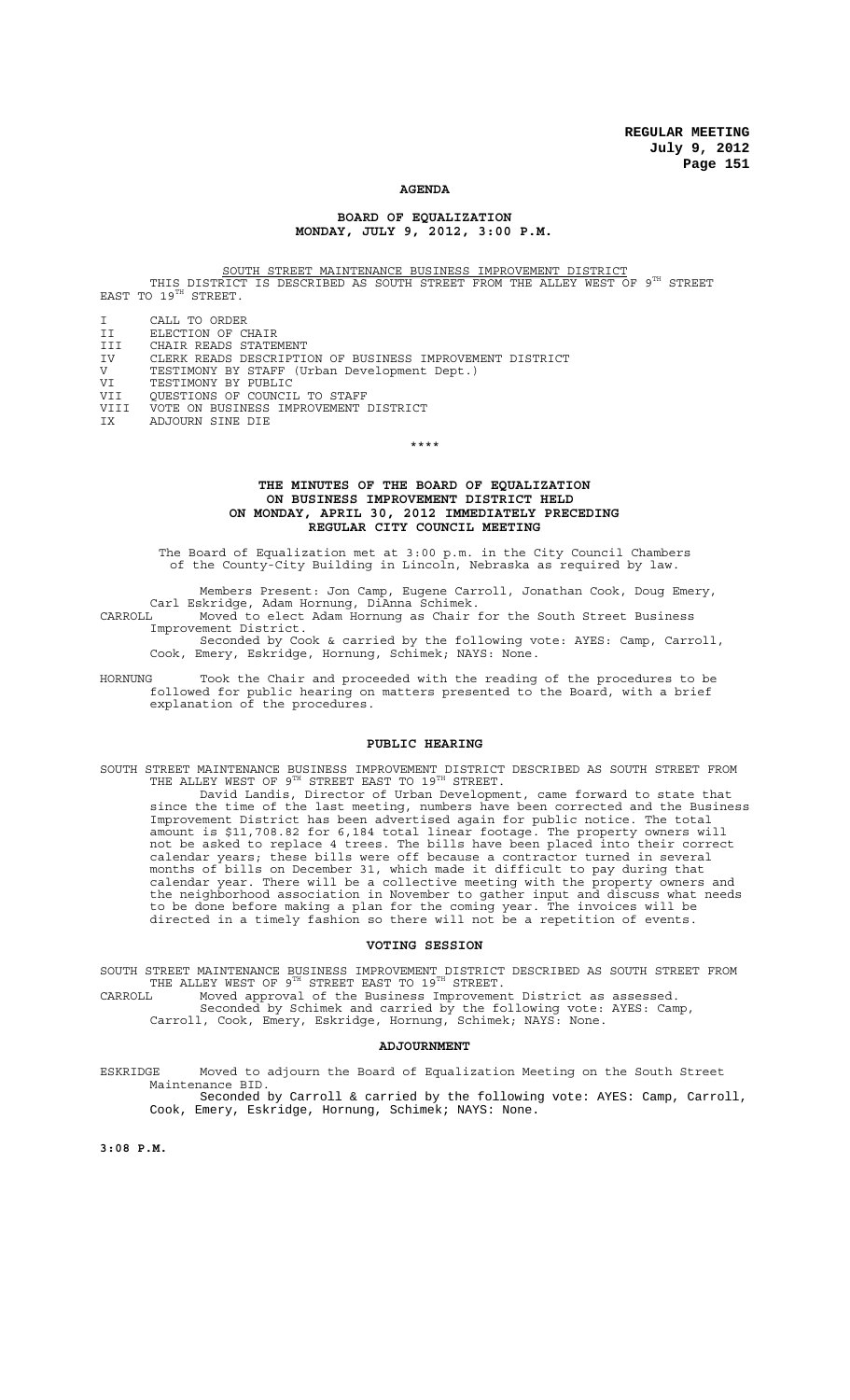**REGULAR MEETING**
**July 9, 2012**

# AGENDA

## BOARD OF EQUALIZATION
## MONDAY, JULY 9, 2012, 3:00 P.M.

SOUTH STREET MAINTENANCE BUSINESS IMPROVEMENT DISTRICT

THIS DISTRICT IS DESCRIBED AS SOUTH STREET FROM THE ALLEY WEST OF 9TH STREET EAST TO 19TH STREET.

I CALL TO ORDER
II ELECTION OF CHAIR
III CHAIR READS STATEMENT
IV CLERK READS DESCRIPTION OF BUSINESS IMPROVEMENT DISTRICT
V TESTIMONY BY STAFF (Urban Development Dept.)
VI TESTIMONY BY PUBLIC
VII QUESTIONS OF COUNCIL TO STAFF
VIII VOTE ON BUSINESS IMPROVEMENT DISTRICT
IX ADJOURN SINE DIE

\*\*\*\*

## THE MINUTES OF THE BOARD OF EQUALIZATION ON BUSINESS IMPROVEMENT DISTRICT HELD ON MONDAY, APRIL 30, 2012 IMMEDIATELY PRECEDING REGULAR CITY COUNCIL MEETING

The Board of Equalization met at 3:00 p.m. in the City Council Chambers of the County-City Building in Lincoln, Nebraska as required by law.

Members Present: Jon Camp, Eugene Carroll, Jonathan Cook, Doug Emery, Carl Eskridge, Adam Hornung, DiAnna Schimek.

CARROLL Moved to elect Adam Hornung as Chair for the South Street Business Improvement District.
Seconded by Cook & carried by the following vote: AYES: Camp, Carroll, Cook, Emery, Eskridge, Hornung, Schimek; NAYS: None.

HORNUNG Took the Chair and proceeded with the reading of the procedures to be followed for public hearing on matters presented to the Board, with a brief explanation of the procedures.

## PUBLIC HEARING

SOUTH STREET MAINTENANCE BUSINESS IMPROVEMENT DISTRICT DESCRIBED AS SOUTH STREET FROM THE ALLEY WEST OF 9TH STREET EAST TO 19TH STREET.

David Landis, Director of Urban Development, came forward to state that since the time of the last meeting, numbers have been corrected and the Business Improvement District has been advertised again for public notice. The total amount is $11,708.82 for 6,184 total linear footage. The property owners will not be asked to replace 4 trees. The bills have been placed into their correct calendar years; these bills were off because a contractor turned in several months of bills on December 31, which made it difficult to pay during that calendar year. There will be a collective meeting with the property owners and the neighborhood association in November to gather input and discuss what needs to be done before making a plan for the coming year. The invoices will be directed in a timely fashion so there will not be a repetition of events.

## VOTING SESSION

SOUTH STREET MAINTENANCE BUSINESS IMPROVEMENT DISTRICT DESCRIBED AS SOUTH STREET FROM THE ALLEY WEST OF 9TH STREET EAST TO 19TH STREET.

CARROLL Moved approval of the Business Improvement District as assessed.
Seconded by Schimek and carried by the following vote: AYES: Camp, Carroll, Cook, Emery, Eskridge, Hornung, Schimek; NAYS: None.

## ADJOURNMENT

ESKRIDGE Moved to adjourn the Board of Equalization Meeting on the South Street Maintenance BID.
Seconded by Carroll & carried by the following vote: AYES: Camp, Carroll, Cook, Emery, Eskridge, Hornung, Schimek; NAYS: None.

**3:08 P.M.**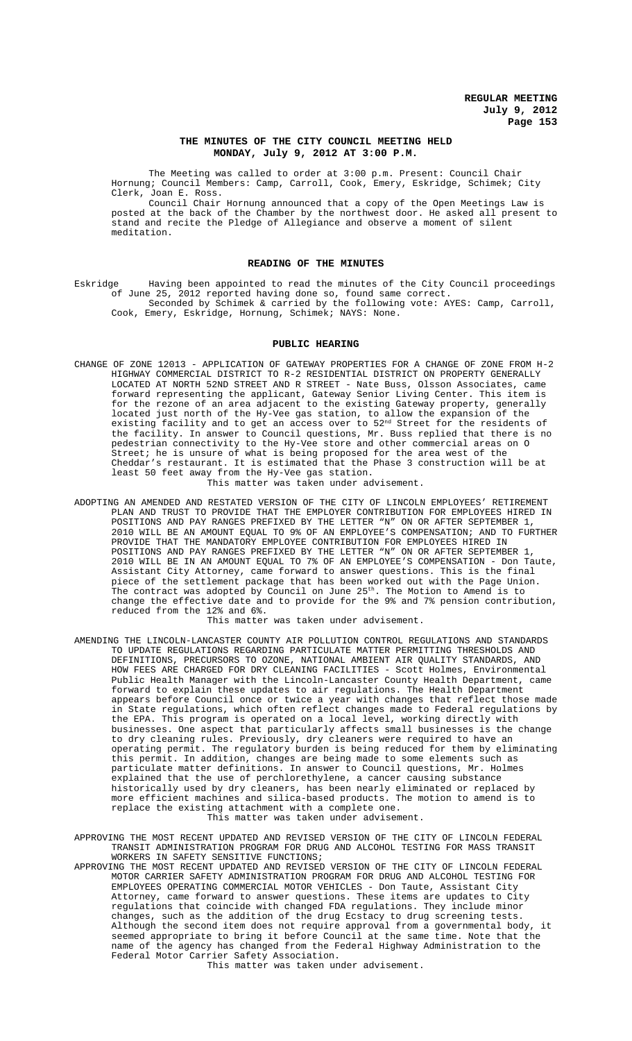# THE MINUTES OF THE CITY COUNCIL MEETING HELD MONDAY, July 9, 2012 AT 3:00 P.M.

The Meeting was called to order at 3:00 p.m. Present: Council Chair Hornung; Council Members: Camp, Carroll, Cook, Emery, Eskridge, Schimek; City Clerk, Joan E. Ross.

Council Chair Hornung announced that a copy of the Open Meetings Law is posted at the back of the Chamber by the northwest door. He asked all present to stand and recite the Pledge of Allegiance and observe a moment of silent meditation.

## READING OF THE MINUTES

Eskridge Having been appointed to read the minutes of the City Council proceedings of June 25, 2012 reported having done so, found same correct.

Seconded by Schimek & carried by the following vote: AYES: Camp, Carroll, Cook, Emery, Eskridge, Hornung, Schimek; NAYS: None.

## PUBLIC HEARING

CHANGE OF ZONE 12013 - APPLICATION OF GATEWAY PROPERTIES FOR A CHANGE OF ZONE FROM H-2 HIGHWAY COMMERCIAL DISTRICT TO R-2 RESIDENTIAL DISTRICT ON PROPERTY GENERALLY LOCATED AT NORTH 52ND STREET AND R STREET - Nate Buss, Olsson Associates, came forward representing the applicant, Gateway Senior Living Center. This item is for the rezone of an area adjacent to the existing Gateway property, generally located just north of the Hy-Vee gas station, to allow the expansion of the existing facility and to get an access over to 52nd Street for the residents of the facility. In answer to Council questions, Mr. Buss replied that there is no pedestrian connectivity to the Hy-Vee store and other commercial areas on O Street; he is unsure of what is being proposed for the area west of the Cheddar's restaurant. It is estimated that the Phase 3 construction will be at least 50 feet away from the Hy-Vee gas station.

This matter was taken under advisement.

ADOPTING AN AMENDED AND RESTATED VERSION OF THE CITY OF LINCOLN EMPLOYEES' RETIREMENT PLAN AND TRUST TO PROVIDE THAT THE EMPLOYER CONTRIBUTION FOR EMPLOYEES HIRED IN POSITIONS AND PAY RANGES PREFIXED BY THE LETTER "N" ON OR AFTER SEPTEMBER 1, 2010 WILL BE AN AMOUNT EQUAL TO 9% OF AN EMPLOYEE'S COMPENSATION; AND TO FURTHER PROVIDE THAT THE MANDATORY EMPLOYEE CONTRIBUTION FOR EMPLOYEES HIRED IN POSITIONS AND PAY RANGES PREFIXED BY THE LETTER "N" ON OR AFTER SEPTEMBER 1, 2010 WILL BE IN AN AMOUNT EQUAL TO 7% OF AN EMPLOYEE'S COMPENSATION - Don Taute, Assistant City Attorney, came forward to answer questions. This is the final piece of the settlement package that has been worked out with the Page Union. The contract was adopted by Council on June 25th. The Motion to Amend is to change the effective date and to provide for the 9% and 7% pension contribution, reduced from the 12% and 6%.

This matter was taken under advisement.

AMENDING THE LINCOLN-LANCASTER COUNTY AIR POLLUTION CONTROL REGULATIONS AND STANDARDS TO UPDATE REGULATIONS REGARDING PARTICULATE MATTER PERMITTING THRESHOLDS AND DEFINITIONS, PRECURSORS TO OZONE, NATIONAL AMBIENT AIR QUALITY STANDARDS, AND HOW FEES ARE CHARGED FOR DRY CLEANING FACILITIES - Scott Holmes, Environmental Public Health Manager with the Lincoln-Lancaster County Health Department, came forward to explain these updates to air regulations. The Health Department appears before Council once or twice a year with changes that reflect those made in State regulations, which often reflect changes made to Federal regulations by the EPA. This program is operated on a local level, working directly with businesses. One aspect that particularly affects small businesses is the change to dry cleaning rules. Previously, dry cleaners were required to have an operating permit. The regulatory burden is being reduced for them by eliminating this permit. In addition, changes are being made to some elements such as particulate matter definitions. In answer to Council questions, Mr. Holmes explained that the use of perchlorethylene, a cancer causing substance historically used by dry cleaners, has been nearly eliminated or replaced by more efficient machines and silica-based products. The motion to amend is to replace the existing attachment with a complete one.

This matter was taken under advisement.

APPROVING THE MOST RECENT UPDATED AND REVISED VERSION OF THE CITY OF LINCOLN FEDERAL TRANSIT ADMINISTRATION PROGRAM FOR DRUG AND ALCOHOL TESTING FOR MASS TRANSIT WORKERS IN SAFETY SENSITIVE FUNCTIONS;

APPROVING THE MOST RECENT UPDATED AND REVISED VERSION OF THE CITY OF LINCOLN FEDERAL MOTOR CARRIER SAFETY ADMINISTRATION PROGRAM FOR DRUG AND ALCOHOL TESTING FOR EMPLOYEES OPERATING COMMERCIAL MOTOR VEHICLES - Don Taute, Assistant City Attorney, came forward to answer questions. These items are updates to City regulations that coincide with changed FDA regulations. They include minor changes, such as the addition of the drug Ecstacy to drug screening tests. Although the second item does not require approval from a governmental body, it seemed appropriate to bring it before Council at the same time. Note that the name of the agency has changed from the Federal Highway Administration to the Federal Motor Carrier Safety Association.

This matter was taken under advisement.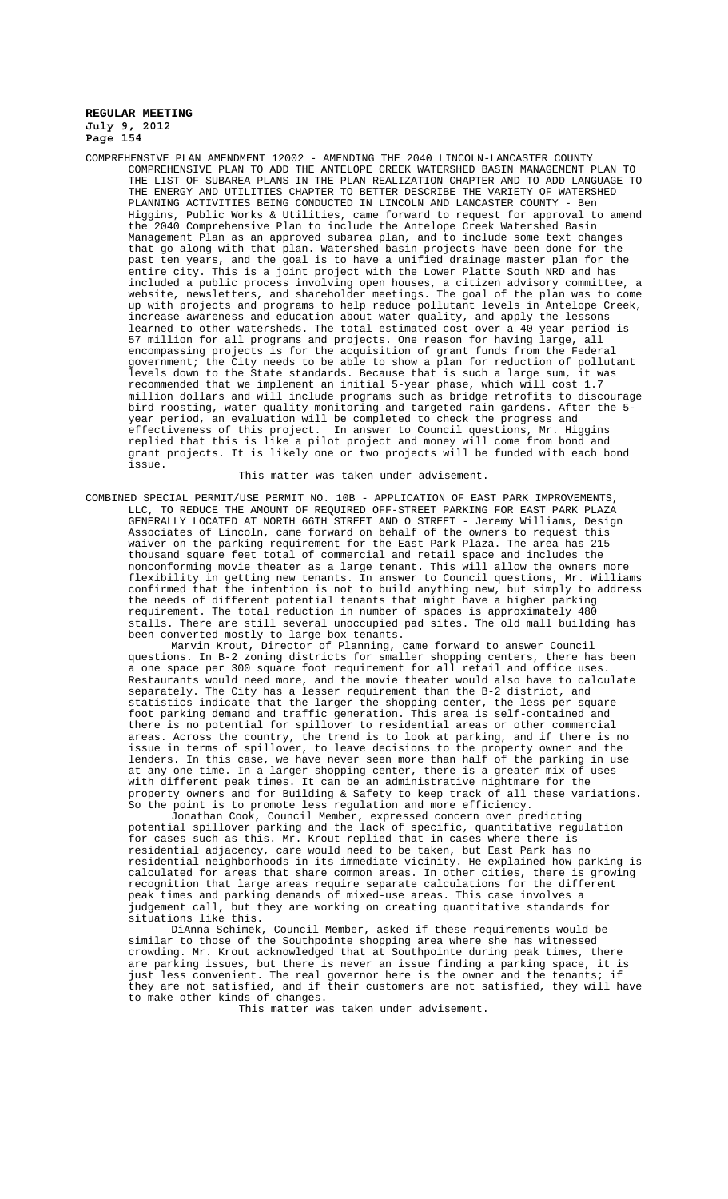COMPREHENSIVE PLAN AMENDMENT 12002 - AMENDING THE 2040 LINCOLN-LANCASTER COUNTY COMPREHENSIVE PLAN TO ADD THE ANTELOPE CREEK WATERSHED BASIN MANAGEMENT PLAN TO THE LIST OF SUBAREA PLANS IN THE PLAN REALIZATION CHAPTER AND TO ADD LANGUAGE TO THE ENERGY AND UTILITIES CHAPTER TO BETTER DESCRIBE THE VARIETY OF WATERSHED PLANNING ACTIVITIES BEING CONDUCTED IN LINCOLN AND LANCASTER COUNTY - Ben Higgins, Public Works & Utilities, came forward to request for approval to amend the 2040 Comprehensive Plan to include the Antelope Creek Watershed Basin Management Plan as an approved subarea plan, and to include some text changes that go along with that plan. Watershed basin projects have been done for the past ten years, and the goal is to have a unified drainage master plan for the entire city. This is a joint project with the Lower Platte South NRD and has included a public process involving open houses, a citizen advisory committee, a website, newsletters, and shareholder meetings. The goal of the plan was to come up with projects and programs to help reduce pollutant levels in Antelope Creek, increase awareness and education about water quality, and apply the lessons learned to other watersheds. The total estimated cost over a 40 year period is 57 million for all programs and projects. One reason for having large, all encompassing projects is for the acquisition of grant funds from the Federal government; the City needs to be able to show a plan for reduction of pollutant levels down to the State standards. Because that is such a large sum, it was recommended that we implement an initial 5-year phase, which will cost 1.7 million dollars and will include programs such as bridge retrofits to discourage bird roosting, water quality monitoring and targeted rain gardens. After the 5-year period, an evaluation will be completed to check the progress and effectiveness of this project. In answer to Council questions, Mr. Higgins replied that this is like a pilot project and money will come from bond and grant projects. It is likely one or two projects will be funded with each bond issue.

This matter was taken under advisement.

COMBINED SPECIAL PERMIT/USE PERMIT NO. 10B - APPLICATION OF EAST PARK IMPROVEMENTS, LLC, TO REDUCE THE AMOUNT OF REQUIRED OFF-STREET PARKING FOR EAST PARK PLAZA GENERALLY LOCATED AT NORTH 66TH STREET AND O STREET - Jeremy Williams, Design Associates of Lincoln, came forward on behalf of the owners to request this waiver on the parking requirement for the East Park Plaza. The area has 215 thousand square feet total of commercial and retail space and includes the nonconforming movie theater as a large tenant. This will allow the owners more flexibility in getting new tenants. In answer to Council questions, Mr. Williams confirmed that the intention is not to build anything new, but simply to address the needs of different potential tenants that might have a higher parking requirement. The total reduction in number of spaces is approximately 480 stalls. There are still several unoccupied pad sites. The old mall building has been converted mostly to large box tenants.

Marvin Krout, Director of Planning, came forward to answer Council questions. In B-2 zoning districts for smaller shopping centers, there has been a one space per 300 square foot requirement for all retail and office uses. Restaurants would need more, and the movie theater would also have to calculate separately. The City has a lesser requirement than the B-2 district, and statistics indicate that the larger the shopping center, the less per square foot parking demand and traffic generation. This area is self-contained and there is no potential for spillover to residential areas or other commercial areas. Across the country, the trend is to look at parking, and if there is no issue in terms of spillover, to leave decisions to the property owner and the lenders. In this case, we have never seen more than half of the parking in use at any one time. In a larger shopping center, there is a greater mix of uses with different peak times. It can be an administrative nightmare for the property owners and for Building & Safety to keep track of all these variations. So the point is to promote less regulation and more efficiency.

Jonathan Cook, Council Member, expressed concern over predicting potential spillover parking and the lack of specific, quantitative regulation for cases such as this. Mr. Krout replied that in cases where there is residential adjacency, care would need to be taken, but East Park has no residential neighborhoods in its immediate vicinity. He explained how parking is calculated for areas that share common areas. In other cities, there is growing recognition that large areas require separate calculations for the different peak times and parking demands of mixed-use areas. This case involves a judgement call, but they are working on creating quantitative standards for situations like this.

DiAnna Schimek, Council Member, asked if these requirements would be similar to those of the Southpointe shopping area where she has witnessed crowding. Mr. Krout acknowledged that at Southpointe during peak times, there are parking issues, but there is never an issue finding a parking space, it is just less convenient. The real governor here is the owner and the tenants; if they are not satisfied, and if their customers are not satisfied, they will have to make other kinds of changes.

This matter was taken under advisement.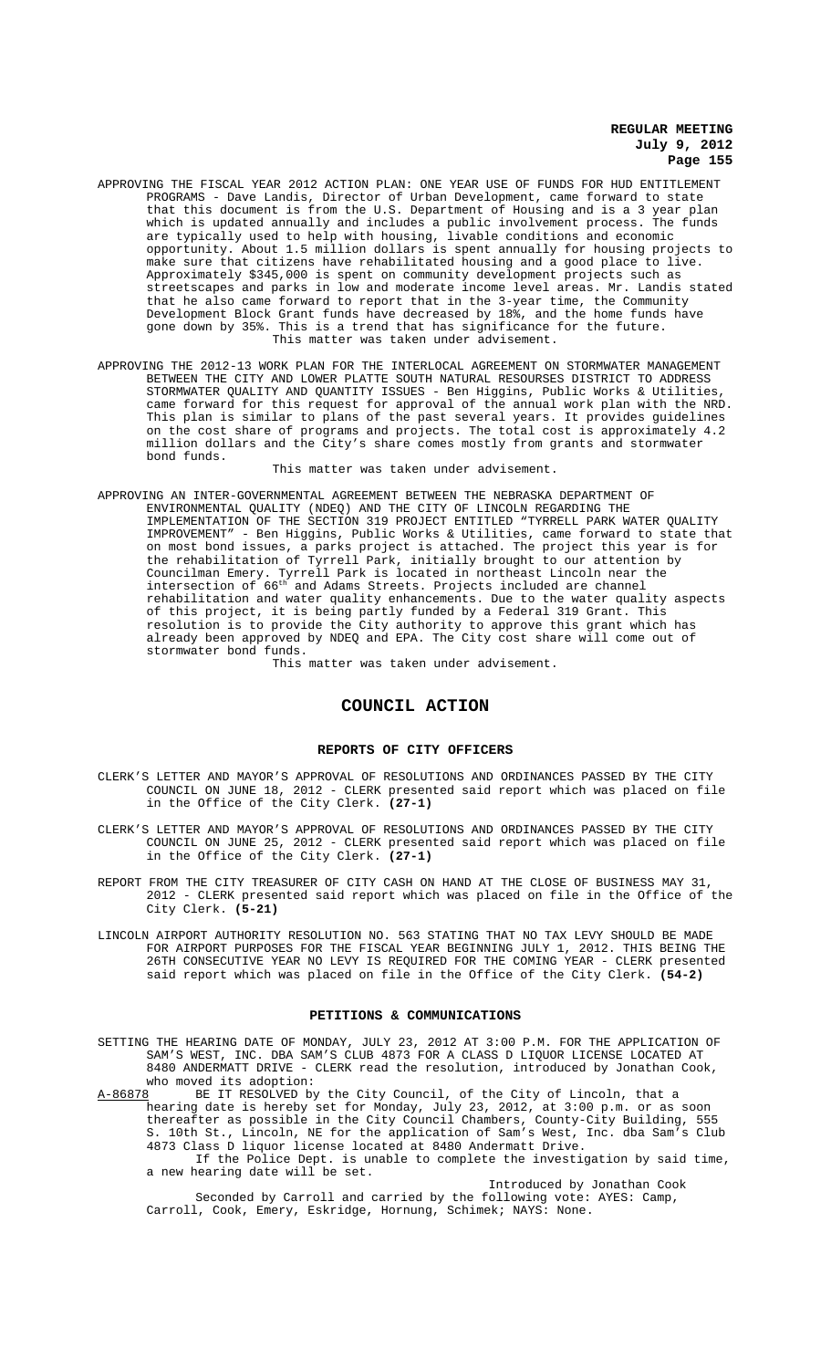APPROVING THE FISCAL YEAR 2012 ACTION PLAN: ONE YEAR USE OF FUNDS FOR HUD ENTITLEMENT PROGRAMS - Dave Landis, Director of Urban Development, came forward to state that this document is from the U.S. Department of Housing and is a 3 year plan which is updated annually and includes a public involvement process. The funds are typically used to help with housing, livable conditions and economic opportunity. About 1.5 million dollars is spent annually for housing projects to make sure that citizens have rehabilitated housing and a good place to live. Approximately $345,000 is spent on community development projects such as streetscapes and parks in low and moderate income level areas. Mr. Landis stated that he also came forward to report that in the 3-year time, the Community Development Block Grant funds have decreased by 18%, and the home funds have gone down by 35%. This is a trend that has significance for the future.

This matter was taken under advisement.

APPROVING THE 2012-13 WORK PLAN FOR THE INTERLOCAL AGREEMENT ON STORMWATER MANAGEMENT BETWEEN THE CITY AND LOWER PLATTE SOUTH NATURAL RESOURSES DISTRICT TO ADDRESS STORMWATER QUALITY AND QUANTITY ISSUES - Ben Higgins, Public Works & Utilities, came forward for this request for approval of the annual work plan with the NRD. This plan is similar to plans of the past several years. It provides guidelines on the cost share of programs and projects. The total cost is approximately 4.2 million dollars and the City's share comes mostly from grants and stormwater bond funds.

This matter was taken under advisement.

APPROVING AN INTER-GOVERNMENTAL AGREEMENT BETWEEN THE NEBRASKA DEPARTMENT OF ENVIRONMENTAL QUALITY (NDEQ) AND THE CITY OF LINCOLN REGARDING THE IMPLEMENTATION OF THE SECTION 319 PROJECT ENTITLED "TYRRELL PARK WATER QUALITY IMPROVEMENT" - Ben Higgins, Public Works & Utilities, came forward to state that on most bond issues, a parks project is attached. The project this year is for the rehabilitation of Tyrrell Park, initially brought to our attention by Councilman Emery. Tyrrell Park is located in northeast Lincoln near the intersection of 66th and Adams Streets. Projects included are channel rehabilitation and water quality enhancements. Due to the water quality aspects of this project, it is being partly funded by a Federal 319 Grant. This resolution is to provide the City authority to approve this grant which has already been approved by NDEQ and EPA. The City cost share will come out of stormwater bond funds.

This matter was taken under advisement.

## COUNCIL ACTION

### REPORTS OF CITY OFFICERS

CLERK'S LETTER AND MAYOR'S APPROVAL OF RESOLUTIONS AND ORDINANCES PASSED BY THE CITY COUNCIL ON JUNE 18, 2012 - CLERK presented said report which was placed on file in the Office of the City Clerk. **(27-1)**

CLERK'S LETTER AND MAYOR'S APPROVAL OF RESOLUTIONS AND ORDINANCES PASSED BY THE CITY COUNCIL ON JUNE 25, 2012 - CLERK presented said report which was placed on file in the Office of the City Clerk. **(27-1)**

REPORT FROM THE CITY TREASURER OF CITY CASH ON HAND AT THE CLOSE OF BUSINESS MAY 31, 2012 - CLERK presented said report which was placed on file in the Office of the City Clerk. **(5-21)**

LINCOLN AIRPORT AUTHORITY RESOLUTION NO. 563 STATING THAT NO TAX LEVY SHOULD BE MADE FOR AIRPORT PURPOSES FOR THE FISCAL YEAR BEGINNING JULY 1, 2012. THIS BEING THE 26TH CONSECUTIVE YEAR NO LEVY IS REQUIRED FOR THE COMING YEAR - CLERK presented said report which was placed on file in the Office of the City Clerk. **(54-2)**

### PETITIONS & COMMUNICATIONS

SETTING THE HEARING DATE OF MONDAY, JULY 23, 2012 AT 3:00 P.M. FOR THE APPLICATION OF SAM'S WEST, INC. DBA SAM'S CLUB 4873 FOR A CLASS D LIQUOR LICENSE LOCATED AT 8480 ANDERMATT DRIVE - CLERK read the resolution, introduced by Jonathan Cook, who moved its adoption:

A-86878 BE IT RESOLVED by the City Council, of the City of Lincoln, that a hearing date is hereby set for Monday, July 23, 2012, at 3:00 p.m. or as soon thereafter as possible in the City Council Chambers, County-City Building, 555 S. 10th St., Lincoln, NE for the application of Sam's West, Inc. dba Sam's Club 4873 Class D liquor license located at 8480 Andermatt Drive.

If the Police Dept. is unable to complete the investigation by said time, a new hearing date will be set.

Introduced by Jonathan Cook

Seconded by Carroll and carried by the following vote: AYES: Camp, Carroll, Cook, Emery, Eskridge, Hornung, Schimek; NAYS: None.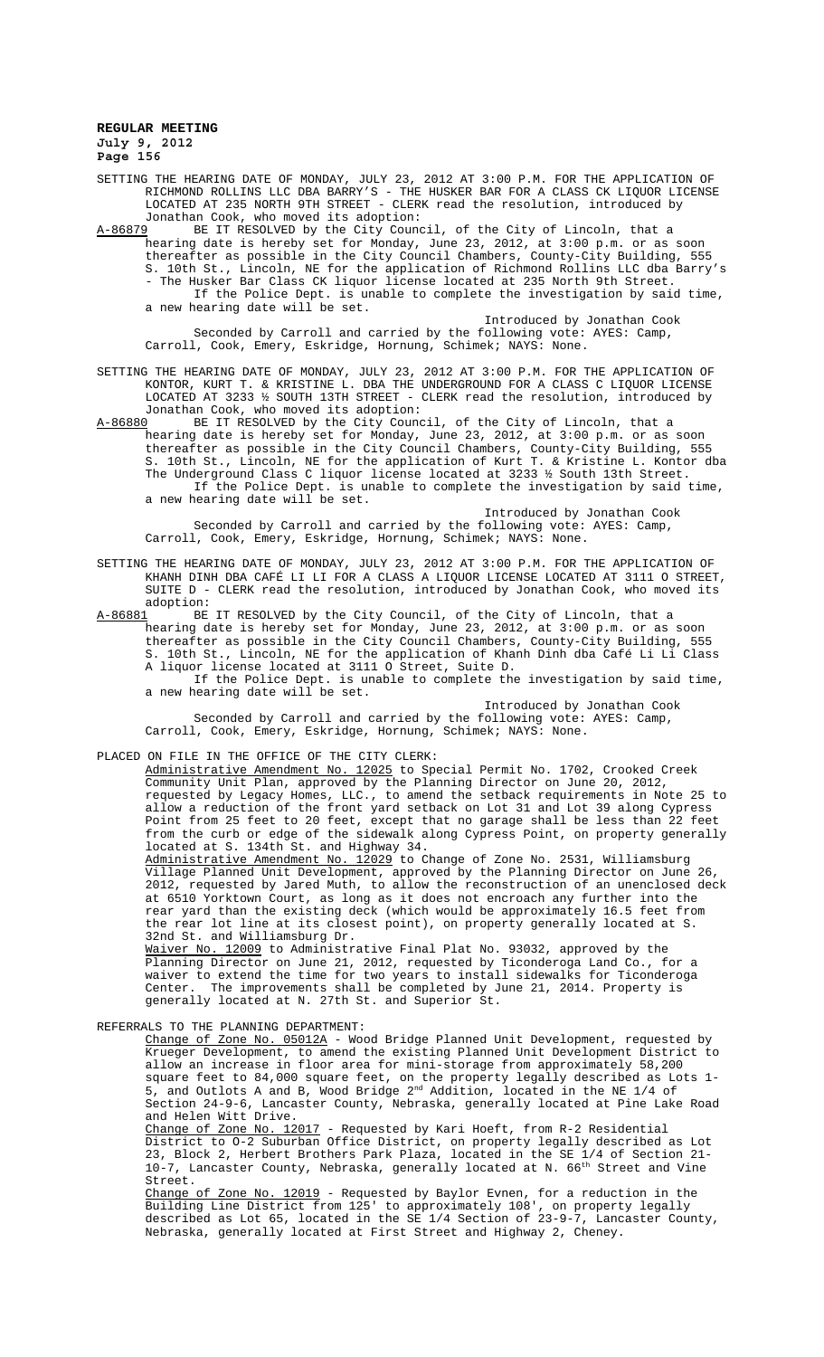SETTING THE HEARING DATE OF MONDAY, JULY 23, 2012 AT 3:00 P.M. FOR THE APPLICATION OF RICHMOND ROLLINS LLC DBA BARRY'S - THE HUSKER BAR FOR A CLASS CK LIQUOR LICENSE LOCATED AT 235 NORTH 9TH STREET - CLERK read the resolution, introduced by Jonathan Cook, who moved its adoption:

A-86879 BE IT RESOLVED by the City Council, of the City of Lincoln, that a hearing date is hereby set for Monday, June 23, 2012, at 3:00 p.m. or as soon thereafter as possible in the City Council Chambers, County-City Building, 555 S. 10th St., Lincoln, NE for the application of Richmond Rollins LLC dba Barry's - The Husker Bar Class CK liquor license located at 235 North 9th Street.

If the Police Dept. is unable to complete the investigation by said time, a new hearing date will be set.

Introduced by Jonathan Cook

Seconded by Carroll and carried by the following vote: AYES: Camp, Carroll, Cook, Emery, Eskridge, Hornung, Schimek; NAYS: None.

SETTING THE HEARING DATE OF MONDAY, JULY 23, 2012 AT 3:00 P.M. FOR THE APPLICATION OF KONTOR, KURT T. & KRISTINE L. DBA THE UNDERGROUND FOR A CLASS C LIQUOR LICENSE LOCATED AT 3233 ½ SOUTH 13TH STREET - CLERK read the resolution, introduced by Jonathan Cook, who moved its adoption:

A-86880 BE IT RESOLVED by the City Council, of the City of Lincoln, that a hearing date is hereby set for Monday, June 23, 2012, at 3:00 p.m. or as soon thereafter as possible in the City Council Chambers, County-City Building, 555 S. 10th St., Lincoln, NE for the application of Kurt T. & Kristine L. Kontor dba The Underground Class C liquor license located at 3233 ½ South 13th Street.

If the Police Dept. is unable to complete the investigation by said time, a new hearing date will be set.

Introduced by Jonathan Cook

Seconded by Carroll and carried by the following vote: AYES: Camp, Carroll, Cook, Emery, Eskridge, Hornung, Schimek; NAYS: None.

SETTING THE HEARING DATE OF MONDAY, JULY 23, 2012 AT 3:00 P.M. FOR THE APPLICATION OF KHANH DINH DBA CAFÉ LI LI FOR A CLASS A LIQUOR LICENSE LOCATED AT 3111 O STREET, SUITE D - CLERK read the resolution, introduced by Jonathan Cook, who moved its adoption:

A-86881 BE IT RESOLVED by the City Council, of the City of Lincoln, that a hearing date is hereby set for Monday, June 23, 2012, at 3:00 p.m. or as soon thereafter as possible in the City Council Chambers, County-City Building, 555 S. 10th St., Lincoln, NE for the application of Khanh Dinh dba Café Li Li Class A liquor license located at 3111 O Street, Suite D.

If the Police Dept. is unable to complete the investigation by said time, a new hearing date will be set.

Introduced by Jonathan Cook

Seconded by Carroll and carried by the following vote: AYES: Camp, Carroll, Cook, Emery, Eskridge, Hornung, Schimek; NAYS: None.

PLACED ON FILE IN THE OFFICE OF THE CITY CLERK:

Administrative Amendment No. 12025 to Special Permit No. 1702, Crooked Creek Community Unit Plan, approved by the Planning Director on June 20, 2012, requested by Legacy Homes, LLC., to amend the setback requirements in Note 25 to allow a reduction of the front yard setback on Lot 31 and Lot 39 along Cypress Point from 25 feet to 20 feet, except that no garage shall be less than 22 feet from the curb or edge of the sidewalk along Cypress Point, on property generally located at S. 134th St. and Highway 34.

Administrative Amendment No. 12029 to Change of Zone No. 2531, Williamsburg Village Planned Unit Development, approved by the Planning Director on June 26, 2012, requested by Jared Muth, to allow the reconstruction of an unenclosed deck at 6510 Yorktown Court, as long as it does not encroach any further into the rear yard than the existing deck (which would be approximately 16.5 feet from the rear lot line at its closest point), on property generally located at S. 32nd St. and Williamsburg Dr.

Waiver No. 12009 to Administrative Final Plat No. 93032, approved by the Planning Director on June 21, 2012, requested by Ticonderoga Land Co., for a waiver to extend the time for two years to install sidewalks for Ticonderoga Center. The improvements shall be completed by June 21, 2014. Property is generally located at N. 27th St. and Superior St.

REFERRALS TO THE PLANNING DEPARTMENT:

Change of Zone No. 05012A - Wood Bridge Planned Unit Development, requested by Krueger Development, to amend the existing Planned Unit Development District to allow an increase in floor area for mini-storage from approximately 58,200 square feet to 84,000 square feet, on the property legally described as Lots 1-5, and Outlots A and B, Wood Bridge 2nd Addition, located in the NE 1/4 of Section 24-9-6, Lancaster County, Nebraska, generally located at Pine Lake Road and Helen Witt Drive.

Change of Zone No. 12017 - Requested by Kari Hoeft, from R-2 Residential District to O-2 Suburban Office District, on property legally described as Lot 23, Block 2, Herbert Brothers Park Plaza, located in the SE 1/4 of Section 21-10-7, Lancaster County, Nebraska, generally located at N. 66th Street and Vine Street.

Change of Zone No. 12019 - Requested by Baylor Evnen, for a reduction in the Building Line District from 125' to approximately 108', on property legally described as Lot 65, located in the SE 1/4 Section of 23-9-7, Lancaster County, Nebraska, generally located at First Street and Highway 2, Cheney.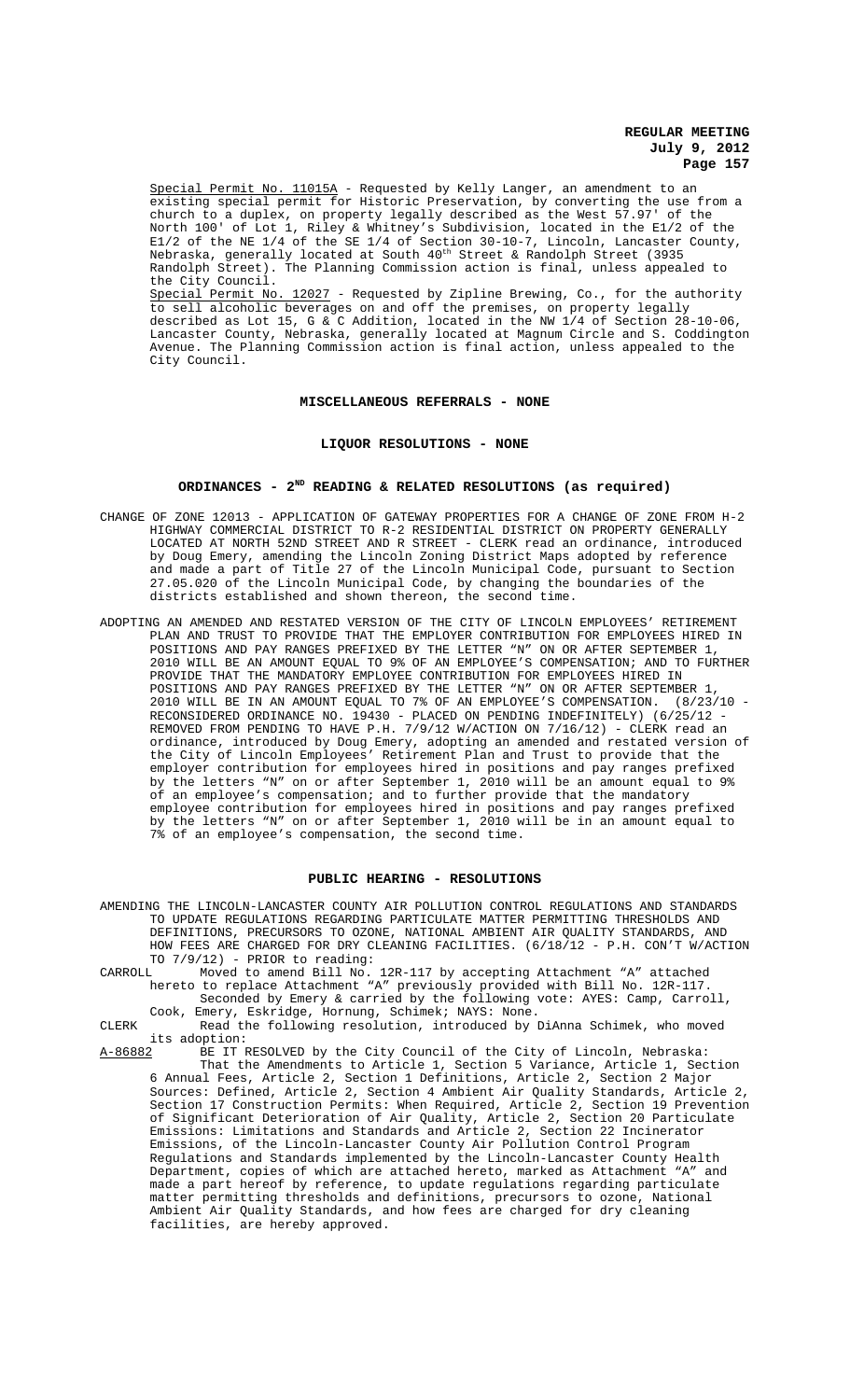Special Permit No. 11015A - Requested by Kelly Langer, an amendment to an existing special permit for Historic Preservation, by converting the use from a church to a duplex, on property legally described as the West 57.97' of the North 100' of Lot 1, Riley & Whitney's Subdivision, located in the E1/2 of the E1/2 of the NE 1/4 of the SE 1/4 of Section 30-10-7, Lincoln, Lancaster County, Nebraska, generally located at South 40th Street & Randolph Street (3935 Randolph Street). The Planning Commission action is final, unless appealed to the City Council.

Special Permit No. 12027 - Requested by Zipline Brewing, Co., for the authority to sell alcoholic beverages on and off the premises, on property legally described as Lot 15, G & C Addition, located in the NW 1/4 of Section 28-10-06, Lancaster County, Nebraska, generally located at Magnum Circle and S. Coddington Avenue. The Planning Commission action is final action, unless appealed to the City Council.

## MISCELLANEOUS REFERRALS - NONE

## LIQUOR RESOLUTIONS - NONE

## ORDINANCES - 2ND READING & RELATED RESOLUTIONS (as required)

CHANGE OF ZONE 12013 - APPLICATION OF GATEWAY PROPERTIES FOR A CHANGE OF ZONE FROM H-2 HIGHWAY COMMERCIAL DISTRICT TO R-2 RESIDENTIAL DISTRICT ON PROPERTY GENERALLY LOCATED AT NORTH 52ND STREET AND R STREET - CLERK read an ordinance, introduced by Doug Emery, amending the Lincoln Zoning District Maps adopted by reference and made a part of Title 27 of the Lincoln Municipal Code, pursuant to Section 27.05.020 of the Lincoln Municipal Code, by changing the boundaries of the districts established and shown thereon, the second time.

ADOPTING AN AMENDED AND RESTATED VERSION OF THE CITY OF LINCOLN EMPLOYEES' RETIREMENT PLAN AND TRUST TO PROVIDE THAT THE EMPLOYER CONTRIBUTION FOR EMPLOYEES HIRED IN POSITIONS AND PAY RANGES PREFIXED BY THE LETTER "N" ON OR AFTER SEPTEMBER 1, 2010 WILL BE AN AMOUNT EQUAL TO 9% OF AN EMPLOYEE'S COMPENSATION; AND TO FURTHER PROVIDE THAT THE MANDATORY EMPLOYEE CONTRIBUTION FOR EMPLOYEES HIRED IN POSITIONS AND PAY RANGES PREFIXED BY THE LETTER "N" ON OR AFTER SEPTEMBER 1, 2010 WILL BE IN AN AMOUNT EQUAL TO 7% OF AN EMPLOYEE'S COMPENSATION. (8/23/10 - RECONSIDERED ORDINANCE NO. 19430 - PLACED ON PENDING INDEFINITELY) (6/25/12 - REMOVED FROM PENDING TO HAVE P.H. 7/9/12 W/ACTION ON 7/16/12) - CLERK read an ordinance, introduced by Doug Emery, adopting an amended and restated version of the City of Lincoln Employees' Retirement Plan and Trust to provide that the employer contribution for employees hired in positions and pay ranges prefixed by the letters "N" on or after September 1, 2010 will be an amount equal to 9% of an employee's compensation; and to further provide that the mandatory employee contribution for employees hired in positions and pay ranges prefixed by the letters "N" on or after September 1, 2010 will be in an amount equal to 7% of an employee's compensation, the second time.

## PUBLIC HEARING - RESOLUTIONS

AMENDING THE LINCOLN-LANCASTER COUNTY AIR POLLUTION CONTROL REGULATIONS AND STANDARDS TO UPDATE REGULATIONS REGARDING PARTICULATE MATTER PERMITTING THRESHOLDS AND DEFINITIONS, PRECURSORS TO OZONE, NATIONAL AMBIENT AIR QUALITY STANDARDS, AND HOW FEES ARE CHARGED FOR DRY CLEANING FACILITIES. (6/18/12 - P.H. CON'T W/ACTION TO 7/9/12) - PRIOR to reading:

CARROLL Moved to amend Bill No. 12R-117 by accepting Attachment "A" attached hereto to replace Attachment "A" previously provided with Bill No. 12R-117. Seconded by Emery & carried by the following vote: AYES: Camp, Carroll, Cook, Emery, Eskridge, Hornung, Schimek; NAYS: None.

CLERK Read the following resolution, introduced by DiAnna Schimek, who moved its adoption:

A-86882 BE IT RESOLVED by the City Council of the City of Lincoln, Nebraska: That the Amendments to Article 1, Section 5 Variance, Article 1, Section 6 Annual Fees, Article 2, Section 1 Definitions, Article 2, Section 2 Major Sources: Defined, Article 2, Section 4 Ambient Air Quality Standards, Article 2, Section 17 Construction Permits: When Required, Article 2, Section 19 Prevention of Significant Deterioration of Air Quality, Article 2, Section 20 Particulate Emissions: Limitations and Standards and Article 2, Section 22 Incinerator Emissions, of the Lincoln-Lancaster County Air Pollution Control Program Regulations and Standards implemented by the Lincoln-Lancaster County Health Department, copies of which are attached hereto, marked as Attachment "A" and made a part hereof by reference, to update regulations regarding particulate matter permitting thresholds and definitions, precursors to ozone, National Ambient Air Quality Standards, and how fees are charged for dry cleaning facilities, are hereby approved.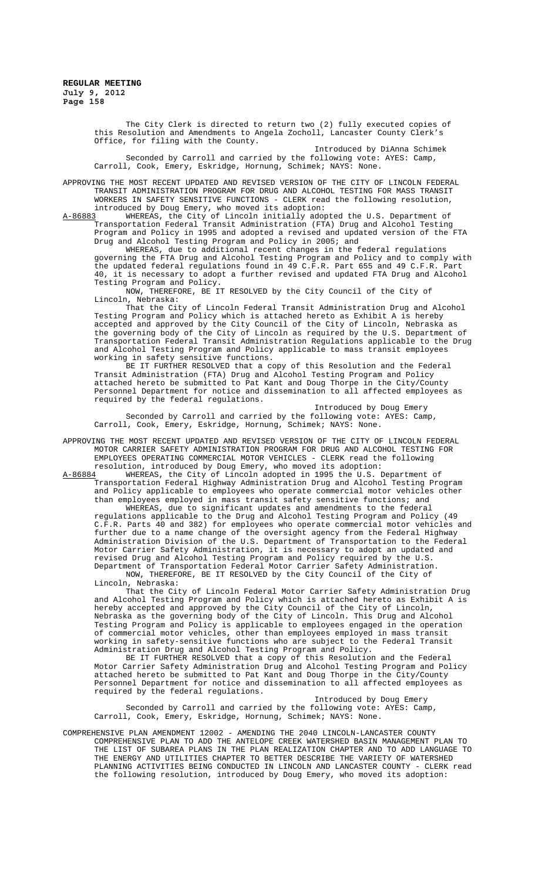The City Clerk is directed to return two (2) fully executed copies of this Resolution and Amendments to Angela Zocholl, Lancaster County Clerk's Office, for filing with the County.

Introduced by DiAnna Schimek

Seconded by Carroll and carried by the following vote: AYES: Camp, Carroll, Cook, Emery, Eskridge, Hornung, Schimek; NAYS: None.

APPROVING THE MOST RECENT UPDATED AND REVISED VERSION OF THE CITY OF LINCOLN FEDERAL TRANSIT ADMINISTRATION PROGRAM FOR DRUG AND ALCOHOL TESTING FOR MASS TRANSIT WORKERS IN SAFETY SENSITIVE FUNCTIONS - CLERK read the following resolution, introduced by Doug Emery, who moved its adoption:

A-86883 WHEREAS, the City of Lincoln initially adopted the U.S. Department of Transportation Federal Transit Administration (FTA) Drug and Alcohol Testing Program and Policy in 1995 and adopted a revised and updated version of the FTA Drug and Alcohol Testing Program and Policy in 2005; and

WHEREAS, due to additional recent changes in the federal regulations governing the FTA Drug and Alcohol Testing Program and Policy and to comply with the updated federal regulations found in 49 C.F.R. Part 655 and 49 C.F.R. Part 40, it is necessary to adopt a further revised and updated FTA Drug and Alcohol Testing Program and Policy.

NOW, THEREFORE, BE IT RESOLVED by the City Council of the City of Lincoln, Nebraska:

That the City of Lincoln Federal Transit Administration Drug and Alcohol Testing Program and Policy which is attached hereto as Exhibit A is hereby accepted and approved by the City Council of the City of Lincoln, Nebraska as the governing body of the City of Lincoln as required by the U.S. Department of Transportation Federal Transit Administration Regulations applicable to the Drug and Alcohol Testing Program and Policy applicable to mass transit employees working in safety sensitive functions.

BE IT FURTHER RESOLVED that a copy of this Resolution and the Federal Transit Administration (FTA) Drug and Alcohol Testing Program and Policy attached hereto be submitted to Pat Kant and Doug Thorpe in the City/County Personnel Department for notice and dissemination to all affected employees as required by the federal regulations.

Introduced by Doug Emery

Seconded by Carroll and carried by the following vote: AYES: Camp, Carroll, Cook, Emery, Eskridge, Hornung, Schimek; NAYS: None.

APPROVING THE MOST RECENT UPDATED AND REVISED VERSION OF THE CITY OF LINCOLN FEDERAL MOTOR CARRIER SAFETY ADMINISTRATION PROGRAM FOR DRUG AND ALCOHOL TESTING FOR EMPLOYEES OPERATING COMMERCIAL MOTOR VEHICLES - CLERK read the following resolution, introduced by Doug Emery, who moved its adoption:

A-86884 WHEREAS, the City of Lincoln adopted in 1995 the U.S. Department of Transportation Federal Highway Administration Drug and Alcohol Testing Program and Policy applicable to employees who operate commercial motor vehicles other than employees employed in mass transit safety sensitive functions; and

WHEREAS, due to significant updates and amendments to the federal regulations applicable to the Drug and Alcohol Testing Program and Policy (49 C.F.R. Parts 40 and 382) for employees who operate commercial motor vehicles and further due to a name change of the oversight agency from the Federal Highway Administration Division of the U.S. Department of Transportation to the Federal Motor Carrier Safety Administration, it is necessary to adopt an updated and revised Drug and Alcohol Testing Program and Policy required by the U.S. Department of Transportation Federal Motor Carrier Safety Administration.

NOW, THEREFORE, BE IT RESOLVED by the City Council of the City of Lincoln, Nebraska:

That the City of Lincoln Federal Motor Carrier Safety Administration Drug and Alcohol Testing Program and Policy which is attached hereto as Exhibit A is hereby accepted and approved by the City Council of the City of Lincoln, Nebraska as the governing body of the City of Lincoln. This Drug and Alcohol Testing Program and Policy is applicable to employees engaged in the operation of commercial motor vehicles, other than employees employed in mass transit working in safety-sensitive functions who are subject to the Federal Transit Administration Drug and Alcohol Testing Program and Policy.

BE IT FURTHER RESOLVED that a copy of this Resolution and the Federal Motor Carrier Safety Administration Drug and Alcohol Testing Program and Policy attached hereto be submitted to Pat Kant and Doug Thorpe in the City/County Personnel Department for notice and dissemination to all affected employees as required by the federal regulations.

Introduced by Doug Emery

Seconded by Carroll and carried by the following vote: AYES: Camp, Carroll, Cook, Emery, Eskridge, Hornung, Schimek; NAYS: None.

COMPREHENSIVE PLAN AMENDMENT 12002 - AMENDING THE 2040 LINCOLN-LANCASTER COUNTY COMPREHENSIVE PLAN TO ADD THE ANTELOPE CREEK WATERSHED BASIN MANAGEMENT PLAN TO THE LIST OF SUBAREA PLANS IN THE PLAN REALIZATION CHAPTER AND TO ADD LANGUAGE TO THE ENERGY AND UTILITIES CHAPTER TO BETTER DESCRIBE THE VARIETY OF WATERSHED PLANNING ACTIVITIES BEING CONDUCTED IN LINCOLN AND LANCASTER COUNTY - CLERK read the following resolution, introduced by Doug Emery, who moved its adoption: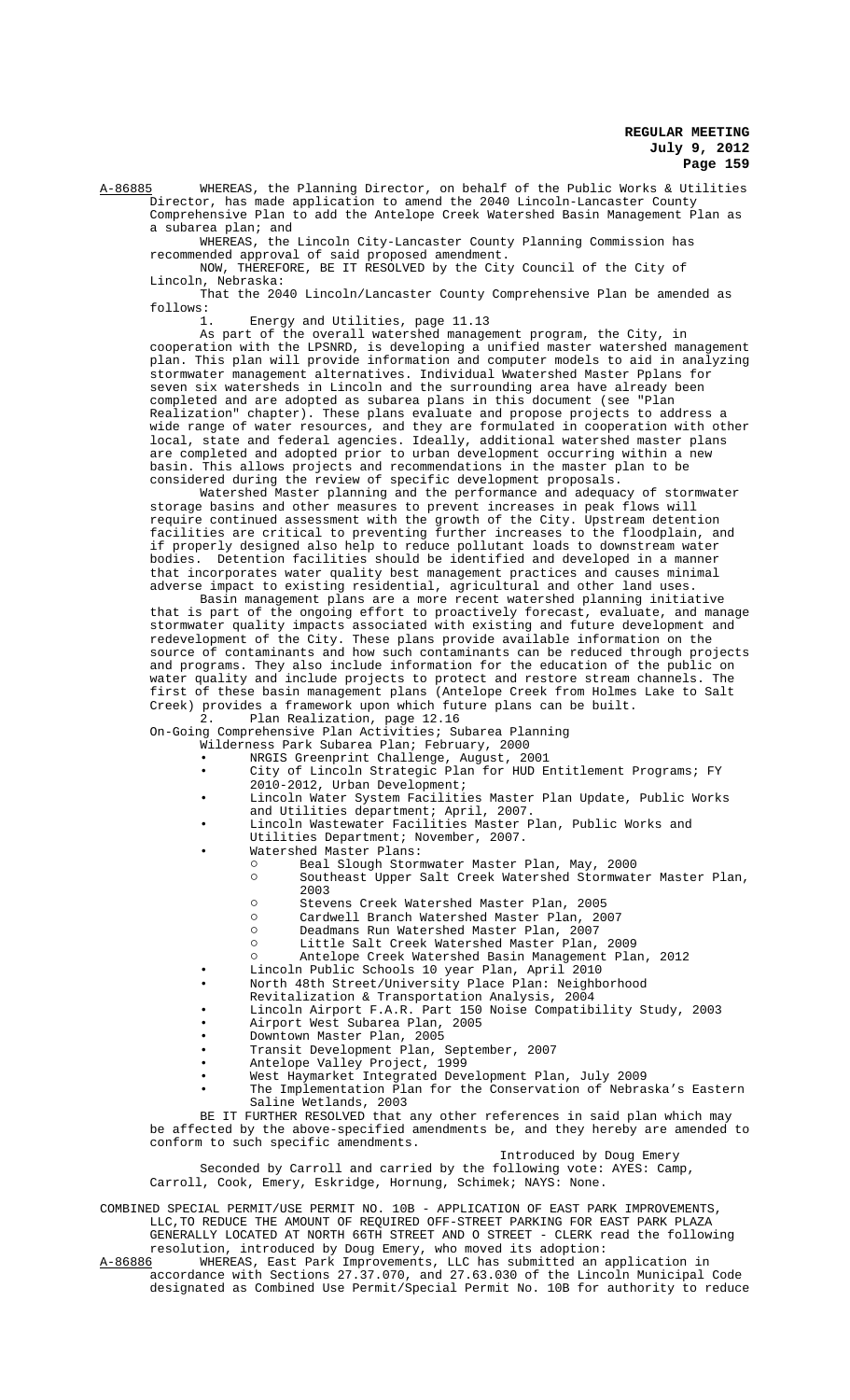A-86885 WHEREAS, the Planning Director, on behalf of the Public Works & Utilities Director, has made application to amend the 2040 Lincoln-Lancaster County Comprehensive Plan to add the Antelope Creek Watershed Basin Management Plan as a subarea plan; and

WHEREAS, the Lincoln City-Lancaster County Planning Commission has recommended approval of said proposed amendment.

NOW, THEREFORE, BE IT RESOLVED by the City Council of the City of Lincoln, Nebraska:

That the 2040 Lincoln/Lancaster County Comprehensive Plan be amended as follows:

1. Energy and Utilities, page 11.13

As part of the overall watershed management program, the City, in cooperation with the LPSNRD, is developing a unified master watershed management plan. This plan will provide information and computer models to aid in analyzing stormwater management alternatives. Individual Wwatershed Master Pplans for seven six watersheds in Lincoln and the surrounding area have already been completed and are adopted as subarea plans in this document (see "Plan Realization" chapter). These plans evaluate and propose projects to address a wide range of water resources, and they are formulated in cooperation with other local, state and federal agencies. Ideally, additional watershed master plans are completed and adopted prior to urban development occurring within a new basin. This allows projects and recommendations in the master plan to be considered during the review of specific development proposals.

Watershed Master planning and the performance and adequacy of stormwater storage basins and other measures to prevent increases in peak flows will require continued assessment with the growth of the City. Upstream detention facilities are critical to preventing further increases to the floodplain, and if properly designed also help to reduce pollutant loads to downstream water bodies. Detention facilities should be identified and developed in a manner that incorporates water quality best management practices and causes minimal adverse impact to existing residential, agricultural and other land uses.

Basin management plans are a more recent watershed planning initiative that is part of the ongoing effort to proactively forecast, evaluate, and manage stormwater quality impacts associated with existing and future development and redevelopment of the City. These plans provide available information on the source of contaminants and how such contaminants can be reduced through projects and programs. They also include information for the education of the public on water quality and include projects to protect and restore stream channels. The first of these basin management plans (Antelope Creek from Holmes Lake to Salt Creek) provides a framework upon which future plans can be built.

2. Plan Realization, page 12.16

On-Going Comprehensive Plan Activities; Subarea Planning

Wilderness Park Subarea Plan; February, 2000

- NRGIS Greenprint Challenge, August, 2001
- City of Lincoln Strategic Plan for HUD Entitlement Programs; FY 2010-2012, Urban Development;
- Lincoln Water System Facilities Master Plan Update, Public Works and Utilities department; April, 2007.
- Lincoln Wastewater Facilities Master Plan, Public Works and Utilities Department; November, 2007.
- Watershed Master Plans:
  - Beal Slough Stormwater Master Plan, May, 2000
  - Southeast Upper Salt Creek Watershed Stormwater Master Plan, 2003
  - Stevens Creek Watershed Master Plan, 2005
  - Cardwell Branch Watershed Master Plan, 2007
  - Deadmans Run Watershed Master Plan, 2007
  - Little Salt Creek Watershed Master Plan, 2009
  - Antelope Creek Watershed Basin Management Plan, 2012
- Lincoln Public Schools 10 year Plan, April 2010
- North 48th Street/University Place Plan: Neighborhood Revitalization & Transportation Analysis, 2004
- Lincoln Airport F.A.R. Part 150 Noise Compatibility Study, 2003
- Airport West Subarea Plan, 2005
- Downtown Master Plan, 2005
- Transit Development Plan, September, 2007
- Antelope Valley Project, 1999
- West Haymarket Integrated Development Plan, July 2009
- The Implementation Plan for the Conservation of Nebraska's Eastern Saline Wetlands, 2003

BE IT FURTHER RESOLVED that any other references in said plan which may be affected by the above-specified amendments be, and they hereby are amended to conform to such specific amendments.

Introduced by Doug Emery

Seconded by Carroll and carried by the following vote: AYES: Camp, Carroll, Cook, Emery, Eskridge, Hornung, Schimek; NAYS: None.

COMBINED SPECIAL PERMIT/USE PERMIT NO. 10B - APPLICATION OF EAST PARK IMPROVEMENTS, LLC,TO REDUCE THE AMOUNT OF REQUIRED OFF-STREET PARKING FOR EAST PARK PLAZA GENERALLY LOCATED AT NORTH 66TH STREET AND O STREET - CLERK read the following resolution, introduced by Doug Emery, who moved its adoption:

A-86886 WHEREAS, East Park Improvements, LLC has submitted an application in accordance with Sections 27.37.070, and 27.63.030 of the Lincoln Municipal Code designated as Combined Use Permit/Special Permit No. 10B for authority to reduce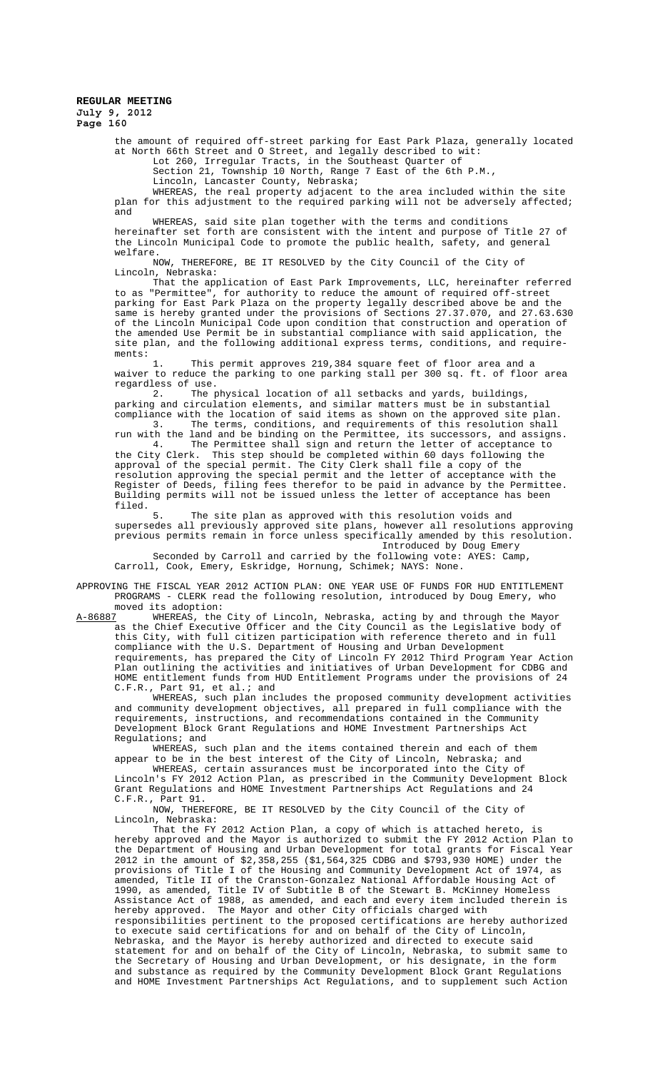the amount of required off-street parking for East Park Plaza, generally located at North 66th Street and O Street, and legally described to wit:

Lot 260, Irregular Tracts, in the Southeast Quarter of
Section 21, Township 10 North, Range 7 East of the 6th P.M.,
Lincoln, Lancaster County, Nebraska;

WHEREAS, the real property adjacent to the area included within the site plan for this adjustment to the required parking will not be adversely affected; and

WHEREAS, said site plan together with the terms and conditions hereinafter set forth are consistent with the intent and purpose of Title 27 of the Lincoln Municipal Code to promote the public health, safety, and general welfare.

NOW, THEREFORE, BE IT RESOLVED by the City Council of the City of Lincoln, Nebraska:

That the application of East Park Improvements, LLC, hereinafter referred to as "Permittee", for authority to reduce the amount of required off-street parking for East Park Plaza on the property legally described above be and the same is hereby granted under the provisions of Sections 27.37.070, and 27.63.630 of the Lincoln Municipal Code upon condition that construction and operation of the amended Use Permit be in substantial compliance with said application, the site plan, and the following additional express terms, conditions, and requirements:

1. This permit approves 219,384 square feet of floor area and a waiver to reduce the parking to one parking stall per 300 sq. ft. of floor area regardless of use.

2. The physical location of all setbacks and yards, buildings, parking and circulation elements, and similar matters must be in substantial compliance with the location of said items as shown on the approved site plan.

3. The terms, conditions, and requirements of this resolution shall run with the land and be binding on the Permittee, its successors, and assigns.

4. The Permittee shall sign and return the letter of acceptance to the City Clerk. This step should be completed within 60 days following the approval of the special permit. The City Clerk shall file a copy of the resolution approving the special permit and the letter of acceptance with the Register of Deeds, filing fees therefor to be paid in advance by the Permittee. Building permits will not be issued unless the letter of acceptance has been filed.

5. The site plan as approved with this resolution voids and supersedes all previously approved site plans, however all resolutions approving previous permits remain in force unless specifically amended by this resolution.

Introduced by Doug Emery

Seconded by Carroll and carried by the following vote: AYES: Camp, Carroll, Cook, Emery, Eskridge, Hornung, Schimek; NAYS: None.

APPROVING THE FISCAL YEAR 2012 ACTION PLAN: ONE YEAR USE OF FUNDS FOR HUD ENTITLEMENT PROGRAMS - CLERK read the following resolution, introduced by Doug Emery, who moved its adoption:

A-86887 WHEREAS, the City of Lincoln, Nebraska, acting by and through the Mayor as the Chief Executive Officer and the City Council as the Legislative body of this City, with full citizen participation with reference thereto and in full compliance with the U.S. Department of Housing and Urban Development requirements, has prepared the City of Lincoln FY 2012 Third Program Year Action Plan outlining the activities and initiatives of Urban Development for CDBG and HOME entitlement funds from HUD Entitlement Programs under the provisions of 24 C.F.R., Part 91, et al.; and

WHEREAS, such plan includes the proposed community development activities and community development objectives, all prepared in full compliance with the requirements, instructions, and recommendations contained in the Community Development Block Grant Regulations and HOME Investment Partnerships Act Regulations; and

WHEREAS, such plan and the items contained therein and each of them appear to be in the best interest of the City of Lincoln, Nebraska; and

WHEREAS, certain assurances must be incorporated into the City of Lincoln's FY 2012 Action Plan, as prescribed in the Community Development Block Grant Regulations and HOME Investment Partnerships Act Regulations and 24 C.F.R., Part 91.

NOW, THEREFORE, BE IT RESOLVED by the City Council of the City of Lincoln, Nebraska:

That the FY 2012 Action Plan, a copy of which is attached hereto, is hereby approved and the Mayor is authorized to submit the FY 2012 Action Plan to the Department of Housing and Urban Development for total grants for Fiscal Year 2012 in the amount of $2,358,255 ($1,564,325 CDBG and $793,930 HOME) under the provisions of Title I of the Housing and Community Development Act of 1974, as amended, Title II of the Cranston-Gonzalez National Affordable Housing Act of 1990, as amended, Title IV of Subtitle B of the Stewart B. McKinney Homeless Assistance Act of 1988, as amended, and each and every item included therein is hereby approved. The Mayor and other City officials charged with responsibilities pertinent to the proposed certifications are hereby authorized to execute said certifications for and on behalf of the City of Lincoln, Nebraska, and the Mayor is hereby authorized and directed to execute said statement for and on behalf of the City of Lincoln, Nebraska, to submit same to the Secretary of Housing and Urban Development, or his designate, in the form and substance as required by the Community Development Block Grant Regulations and HOME Investment Partnerships Act Regulations, and to supplement such Action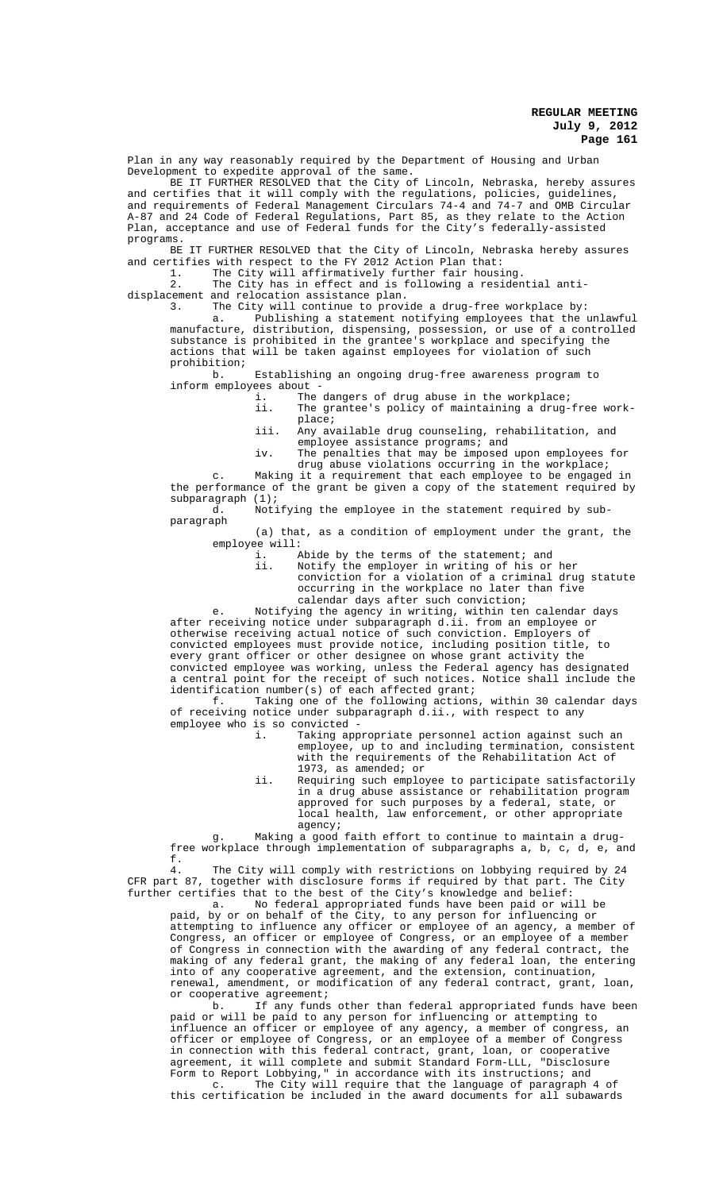Plan in any way reasonably required by the Department of Housing and Urban Development to expedite approval of the same.

BE IT FURTHER RESOLVED that the City of Lincoln, Nebraska, hereby assures and certifies that it will comply with the regulations, policies, guidelines, and requirements of Federal Management Circulars 74-4 and 74-7 and OMB Circular A-87 and 24 Code of Federal Regulations, Part 85, as they relate to the Action Plan, acceptance and use of Federal funds for the City's federally-assisted programs.

BE IT FURTHER RESOLVED that the City of Lincoln, Nebraska hereby assures and certifies with respect to the FY 2012 Action Plan that:

1. The City will affirmatively further fair housing.
2. The City has in effect and is following a residential anti-displacement and relocation assistance plan.
3. The City will continue to provide a drug-free workplace by:
   a. Publishing a statement notifying employees that the unlawful manufacture, distribution, dispensing, possession, or use of a controlled substance is prohibited in the grantee's workplace and specifying the actions that will be taken against employees for violation of such prohibition;
   b. Establishing an ongoing drug-free awareness program to inform employees about -
      i. The dangers of drug abuse in the workplace;
      ii. The grantee's policy of maintaining a drug-free work-place;
      iii. Any available drug counseling, rehabilitation, and employee assistance programs; and
      iv. The penalties that may be imposed upon employees for drug abuse violations occurring in the workplace;
   c. Making it a requirement that each employee to be engaged in the performance of the grant be given a copy of the statement required by subparagraph (1);
   d. Notifying the employee in the statement required by sub-paragraph (a) that, as a condition of employment under the grant, the employee will:
      i. Abide by the terms of the statement; and
      ii. Notify the employer in writing of his or her conviction for a violation of a criminal drug statute occurring in the workplace no later than five calendar days after such conviction;
   e. Notifying the agency in writing, within ten calendar days after receiving notice under subparagraph d.ii. from an employee or otherwise receiving actual notice of such conviction. Employers of convicted employees must provide notice, including position title, to every grant officer or other designee on whose grant activity the convicted employee was working, unless the Federal agency has designated a central point for the receipt of such notices. Notice shall include the identification number(s) of each affected grant;
   f. Taking one of the following actions, within 30 calendar days of receiving notice under subparagraph d.ii., with respect to any employee who is so convicted -
      i. Taking appropriate personnel action against such an employee, up to and including termination, consistent with the requirements of the Rehabilitation Act of 1973, as amended; or
      ii. Requiring such employee to participate satisfactorily in a drug abuse assistance or rehabilitation program approved for such purposes by a federal, state, or local health, law enforcement, or other appropriate agency;
   g. Making a good faith effort to continue to maintain a drug-free workplace through implementation of subparagraphs a, b, c, d, e, and f.
4. The City will comply with restrictions on lobbying required by 24 CFR part 87, together with disclosure forms if required by that part. The City further certifies that to the best of the City's knowledge and belief:
   a. No federal appropriated funds have been paid or will be paid, by or on behalf of the City, to any person for influencing or attempting to influence any officer or employee of an agency, a member of Congress, an officer or employee of Congress, or an employee of a member of Congress in connection with the awarding of any federal contract, the making of any federal grant, the making of any federal loan, the entering into of any cooperative agreement, and the extension, continuation, renewal, amendment, or modification of any federal contract, grant, loan, or cooperative agreement;
   b. If any funds other than federal appropriated funds have been paid or will be paid to any person for influencing or attempting to influence an officer or employee of any agency, a member of congress, an officer or employee of Congress, or an employee of a member of Congress in connection with this federal contract, grant, loan, or cooperative agreement, it will complete and submit Standard Form-LLL, "Disclosure Form to Report Lobbying," in accordance with its instructions; and
   c. The City will require that the language of paragraph 4 of this certification be included in the award documents for all subawards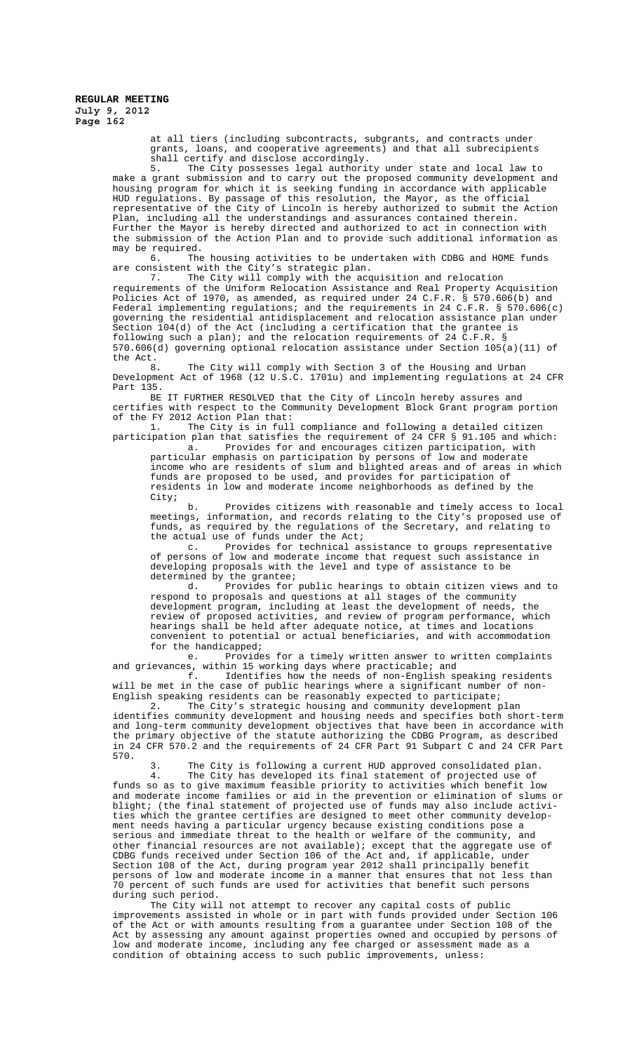at all tiers (including subcontracts, subgrants, and contracts under grants, loans, and cooperative agreements) and that all subrecipients shall certify and disclose accordingly.

5. The City possesses legal authority under state and local law to make a grant submission and to carry out the proposed community development and housing program for which it is seeking funding in accordance with applicable HUD regulations. By passage of this resolution, the Mayor, as the official representative of the City of Lincoln is hereby authorized to submit the Action Plan, including all the understandings and assurances contained therein. Further the Mayor is hereby directed and authorized to act in connection with the submission of the Action Plan and to provide such additional information as may be required.

6. The housing activities to be undertaken with CDBG and HOME funds are consistent with the City's strategic plan.

7. The City will comply with the acquisition and relocation requirements of the Uniform Relocation Assistance and Real Property Acquisition Policies Act of 1970, as amended, as required under 24 C.F.R. § 570.606(b) and Federal implementing regulations; and the requirements in 24 C.F.R. § 570.606(c) governing the residential antidisplacement and relocation assistance plan under Section 104(d) of the Act (including a certification that the grantee is following such a plan); and the relocation requirements of 24 C.F.R. § 570.606(d) governing optional relocation assistance under Section 105(a)(11) of the Act.

8. The City will comply with Section 3 of the Housing and Urban Development Act of 1968 (12 U.S.C. 1701u) and implementing regulations at 24 CFR Part 135.

BE IT FURTHER RESOLVED that the City of Lincoln hereby assures and certifies with respect to the Community Development Block Grant program portion of the FY 2012 Action Plan that:

1. The City is in full compliance and following a detailed citizen participation plan that satisfies the requirement of 24 CFR § 91.105 and which:

   a. Provides for and encourages citizen participation, with particular emphasis on participation by persons of low and moderate income who are residents of slum and blighted areas and of areas in which funds are proposed to be used, and provides for participation of residents in low and moderate income neighborhoods as defined by the City;

   b. Provides citizens with reasonable and timely access to local meetings, information, and records relating to the City's proposed use of funds, as required by the regulations of the Secretary, and relating to the actual use of funds under the Act;

   c. Provides for technical assistance to groups representative of persons of low and moderate income that request such assistance in developing proposals with the level and type of assistance to be determined by the grantee;

   d. Provides for public hearings to obtain citizen views and to respond to proposals and questions at all stages of the community development program, including at least the development of needs, the review of proposed activities, and review of program performance, which hearings shall be held after adequate notice, at times and locations convenient to potential or actual beneficiaries, and with accommodation for the handicapped;

   e. Provides for a timely written answer to written complaints and grievances, within 15 working days where practicable; and

   f. Identifies how the needs of non-English speaking residents will be met in the case of public hearings where a significant number of non-English speaking residents can be reasonably expected to participate;

2. The City's strategic housing and community development plan identifies community development and housing needs and specifies both short-term and long-term community development objectives that have been in accordance with the primary objective of the statute authorizing the CDBG Program, as described in 24 CFR 570.2 and the requirements of 24 CFR Part 91 Subpart C and 24 CFR Part 570.

3. The City is following a current HUD approved consolidated plan.

4. The City has developed its final statement of projected use of funds so as to give maximum feasible priority to activities which benefit low and moderate income families or aid in the prevention or elimination of slums or blight; (the final statement of projected use of funds may also include activities which the grantee certifies are designed to meet other community development needs having a particular urgency because existing conditions pose a serious and immediate threat to the health or welfare of the community, and other financial resources are not available); except that the aggregate use of CDBG funds received under Section 106 of the Act and, if applicable, under Section 108 of the Act, during program year 2012 shall principally benefit persons of low and moderate income in a manner that ensures that not less than 70 percent of such funds are used for activities that benefit such persons during such period.

The City will not attempt to recover any capital costs of public improvements assisted in whole or in part with funds provided under Section 106 of the Act or with amounts resulting from a guarantee under Section 108 of the Act by assessing any amount against properties owned and occupied by persons of low and moderate income, including any fee charged or assessment made as a condition of obtaining access to such public improvements, unless: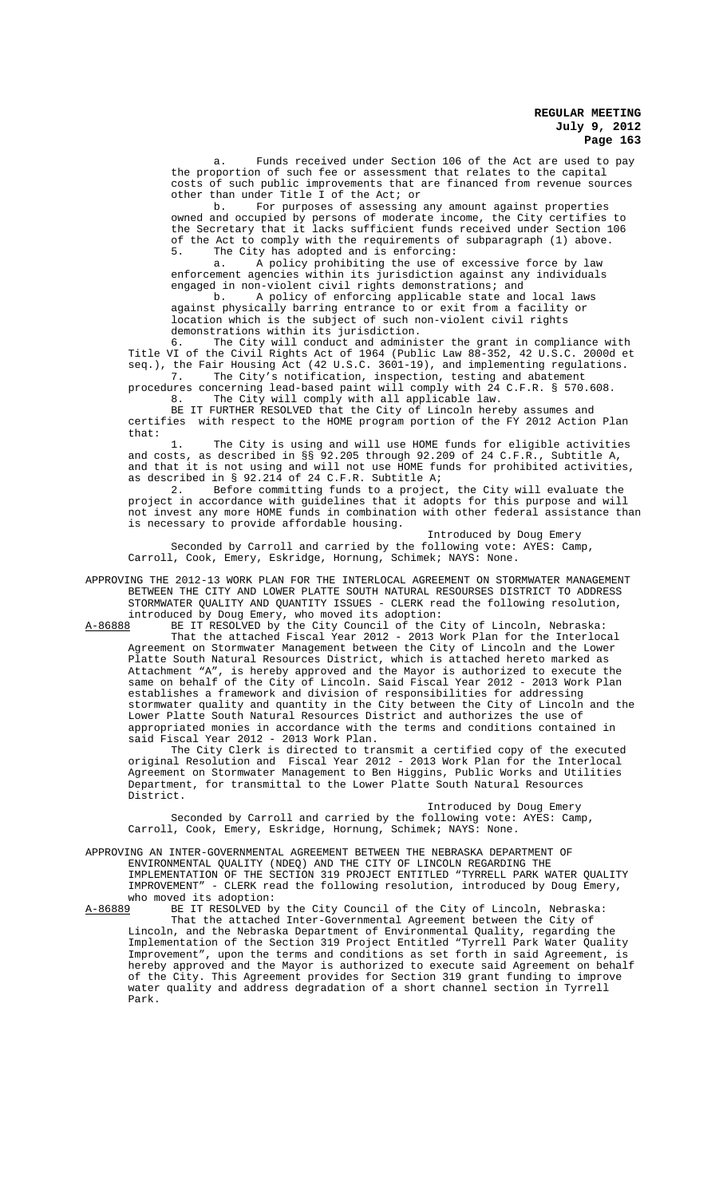a. Funds received under Section 106 of the Act are used to pay the proportion of such fee or assessment that relates to the capital costs of such public improvements that are financed from revenue sources other than under Title I of the Act; or

b. For purposes of assessing any amount against properties owned and occupied by persons of moderate income, the City certifies to the Secretary that it lacks sufficient funds received under Section 106 of the Act to comply with the requirements of subparagraph (1) above.

5. The City has adopted and is enforcing:

a. A policy prohibiting the use of excessive force by law enforcement agencies within its jurisdiction against any individuals engaged in non-violent civil rights demonstrations; and

b. A policy of enforcing applicable state and local laws against physically barring entrance to or exit from a facility or location which is the subject of such non-violent civil rights demonstrations within its jurisdiction.

6. The City will conduct and administer the grant in compliance with Title VI of the Civil Rights Act of 1964 (Public Law 88-352, 42 U.S.C. 2000d et seq.), the Fair Housing Act (42 U.S.C. 3601-19), and implementing regulations.

7. The City's notification, inspection, testing and abatement procedures concerning lead-based paint will comply with 24 C.F.R. § 570.608.

8. The City will comply with all applicable law.

BE IT FURTHER RESOLVED that the City of Lincoln hereby assumes and certifies with respect to the HOME program portion of the FY 2012 Action Plan that:

1. The City is using and will use HOME funds for eligible activities and costs, as described in §§ 92.205 through 92.209 of 24 C.F.R., Subtitle A, and that it is not using and will not use HOME funds for prohibited activities, as described in § 92.214 of 24 C.F.R. Subtitle A;

2. Before committing funds to a project, the City will evaluate the project in accordance with guidelines that it adopts for this purpose and will not invest any more HOME funds in combination with other federal assistance than is necessary to provide affordable housing.

Introduced by Doug Emery

Seconded by Carroll and carried by the following vote: AYES: Camp, Carroll, Cook, Emery, Eskridge, Hornung, Schimek; NAYS: None.

APPROVING THE 2012-13 WORK PLAN FOR THE INTERLOCAL AGREEMENT ON STORMWATER MANAGEMENT BETWEEN THE CITY AND LOWER PLATTE SOUTH NATURAL RESOURSES DISTRICT TO ADDRESS STORMWATER QUALITY AND QUANTITY ISSUES - CLERK read the following resolution, introduced by Doug Emery, who moved its adoption:

A-86888 BE IT RESOLVED by the City Council of the City of Lincoln, Nebraska:

That the attached Fiscal Year 2012 - 2013 Work Plan for the Interlocal Agreement on Stormwater Management between the City of Lincoln and the Lower Platte South Natural Resources District, which is attached hereto marked as Attachment "A", is hereby approved and the Mayor is authorized to execute the same on behalf of the City of Lincoln. Said Fiscal Year 2012 - 2013 Work Plan establishes a framework and division of responsibilities for addressing stormwater quality and quantity in the City between the City of Lincoln and the Lower Platte South Natural Resources District and authorizes the use of appropriated monies in accordance with the terms and conditions contained in said Fiscal Year 2012 - 2013 Work Plan.

The City Clerk is directed to transmit a certified copy of the executed original Resolution and Fiscal Year 2012 - 2013 Work Plan for the Interlocal Agreement on Stormwater Management to Ben Higgins, Public Works and Utilities Department, for transmittal to the Lower Platte South Natural Resources District.

Introduced by Doug Emery

Seconded by Carroll and carried by the following vote: AYES: Camp, Carroll, Cook, Emery, Eskridge, Hornung, Schimek; NAYS: None.

APPROVING AN INTER-GOVERNMENTAL AGREEMENT BETWEEN THE NEBRASKA DEPARTMENT OF ENVIRONMENTAL QUALITY (NDEQ) AND THE CITY OF LINCOLN REGARDING THE IMPLEMENTATION OF THE SECTION 319 PROJECT ENTITLED "TYRRELL PARK WATER QUALITY IMPROVEMENT" - CLERK read the following resolution, introduced by Doug Emery, who moved its adoption:

A-86889 BE IT RESOLVED by the City Council of the City of Lincoln, Nebraska:

That the attached Inter-Governmental Agreement between the City of Lincoln, and the Nebraska Department of Environmental Quality, regarding the Implementation of the Section 319 Project Entitled "Tyrrell Park Water Quality Improvement", upon the terms and conditions as set forth in said Agreement, is hereby approved and the Mayor is authorized to execute said Agreement on behalf of the City. This Agreement provides for Section 319 grant funding to improve water quality and address degradation of a short channel section in Tyrrell Park.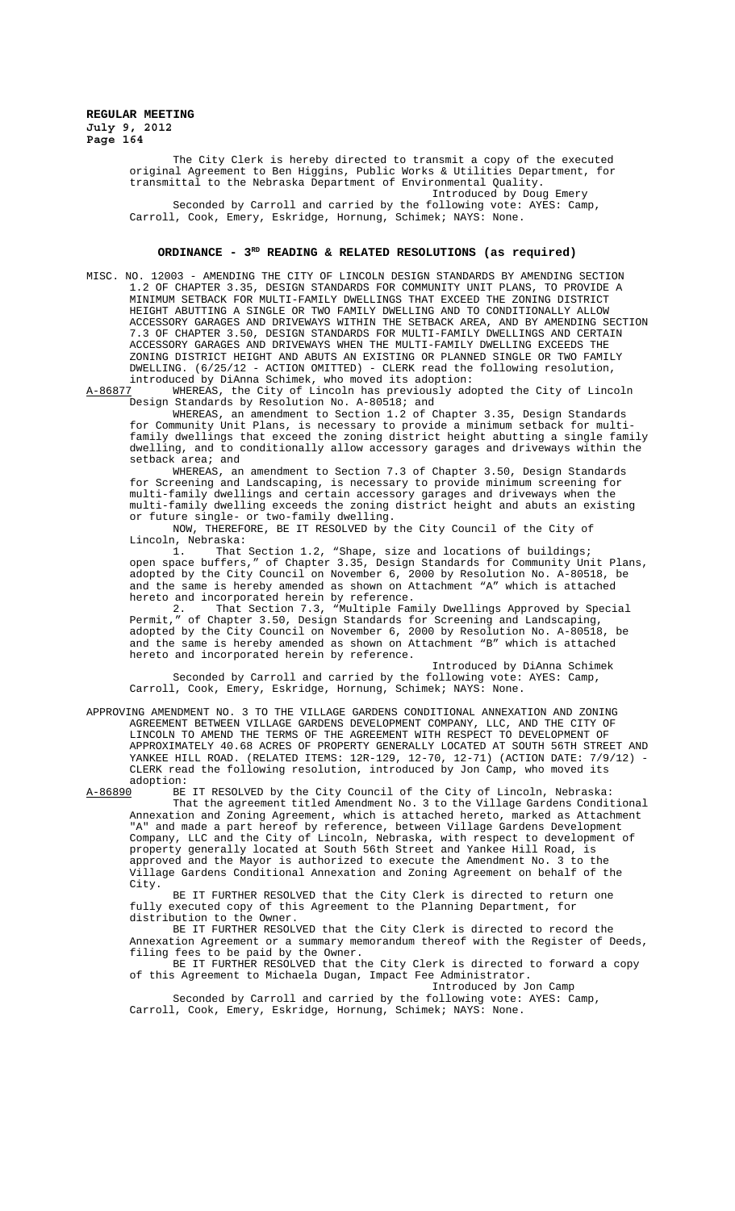The City Clerk is hereby directed to transmit a copy of the executed original Agreement to Ben Higgins, Public Works & Utilities Department, for transmittal to the Nebraska Department of Environmental Quality.

Introduced by Doug Emery

Seconded by Carroll and carried by the following vote: AYES: Camp, Carroll, Cook, Emery, Eskridge, Hornung, Schimek; NAYS: None.

## ORDINANCE - 3RD READING & RELATED RESOLUTIONS (as required)

MISC. NO. 12003 - AMENDING THE CITY OF LINCOLN DESIGN STANDARDS BY AMENDING SECTION 1.2 OF CHAPTER 3.35, DESIGN STANDARDS FOR COMMUNITY UNIT PLANS, TO PROVIDE A MINIMUM SETBACK FOR MULTI-FAMILY DWELLINGS THAT EXCEED THE ZONING DISTRICT HEIGHT ABUTTING A SINGLE OR TWO FAMILY DWELLING AND TO CONDITIONALLY ALLOW ACCESSORY GARAGES AND DRIVEWAYS WITHIN THE SETBACK AREA, AND BY AMENDING SECTION 7.3 OF CHAPTER 3.50, DESIGN STANDARDS FOR MULTI-FAMILY DWELLINGS AND CERTAIN ACCESSORY GARAGES AND DRIVEWAYS WHEN THE MULTI-FAMILY DWELLING EXCEEDS THE ZONING DISTRICT HEIGHT AND ABUTS AN EXISTING OR PLANNED SINGLE OR TWO FAMILY DWELLING. (6/25/12 - ACTION OMITTED) - CLERK read the following resolution, introduced by DiAnna Schimek, who moved its adoption:

A-86877 WHEREAS, the City of Lincoln has previously adopted the City of Lincoln Design Standards by Resolution No. A-80518; and

WHEREAS, an amendment to Section 1.2 of Chapter 3.35, Design Standards for Community Unit Plans, is necessary to provide a minimum setback for multi-family dwellings that exceed the zoning district height abutting a single family dwelling, and to conditionally allow accessory garages and driveways within the setback area; and

WHEREAS, an amendment to Section 7.3 of Chapter 3.50, Design Standards for Screening and Landscaping, is necessary to provide minimum screening for multi-family dwellings and certain accessory garages and driveways when the multi-family dwelling exceeds the zoning district height and abuts an existing or future single- or two-family dwelling.

NOW, THEREFORE, BE IT RESOLVED by the City Council of the City of Lincoln, Nebraska:

1. That Section 1.2, "Shape, size and locations of buildings; open space buffers," of Chapter 3.35, Design Standards for Community Unit Plans, adopted by the City Council on November 6, 2000 by Resolution No. A-80518, be and the same is hereby amended as shown on Attachment "A" which is attached hereto and incorporated herein by reference.

2. That Section 7.3, "Multiple Family Dwellings Approved by Special Permit," of Chapter 3.50, Design Standards for Screening and Landscaping, adopted by the City Council on November 6, 2000 by Resolution No. A-80518, be and the same is hereby amended as shown on Attachment "B" which is attached hereto and incorporated herein by reference.

Introduced by DiAnna Schimek

Seconded by Carroll and carried by the following vote: AYES: Camp, Carroll, Cook, Emery, Eskridge, Hornung, Schimek; NAYS: None.

APPROVING AMENDMENT NO. 3 TO THE VILLAGE GARDENS CONDITIONAL ANNEXATION AND ZONING AGREEMENT BETWEEN VILLAGE GARDENS DEVELOPMENT COMPANY, LLC, AND THE CITY OF LINCOLN TO AMEND THE TERMS OF THE AGREEMENT WITH RESPECT TO DEVELOPMENT OF APPROXIMATELY 40.68 ACRES OF PROPERTY GENERALLY LOCATED AT SOUTH 56TH STREET AND YANKEE HILL ROAD. (RELATED ITEMS: 12R-129, 12-70, 12-71) (ACTION DATE: 7/9/12) - CLERK read the following resolution, introduced by Jon Camp, who moved its adoption:

A-86890 BE IT RESOLVED by the City Council of the City of Lincoln, Nebraska:

That the agreement titled Amendment No. 3 to the Village Gardens Conditional Annexation and Zoning Agreement, which is attached hereto, marked as Attachment "A" and made a part hereof by reference, between Village Gardens Development Company, LLC and the City of Lincoln, Nebraska, with respect to development of property generally located at South 56th Street and Yankee Hill Road, is approved and the Mayor is authorized to execute the Amendment No. 3 to the Village Gardens Conditional Annexation and Zoning Agreement on behalf of the City.

BE IT FURTHER RESOLVED that the City Clerk is directed to return one fully executed copy of this Agreement to the Planning Department, for distribution to the Owner.

BE IT FURTHER RESOLVED that the City Clerk is directed to record the Annexation Agreement or a summary memorandum thereof with the Register of Deeds, filing fees to be paid by the Owner.

BE IT FURTHER RESOLVED that the City Clerk is directed to forward a copy of this Agreement to Michaela Dugan, Impact Fee Administrator.

Introduced by Jon Camp

Seconded by Carroll and carried by the following vote: AYES: Camp, Carroll, Cook, Emery, Eskridge, Hornung, Schimek; NAYS: None.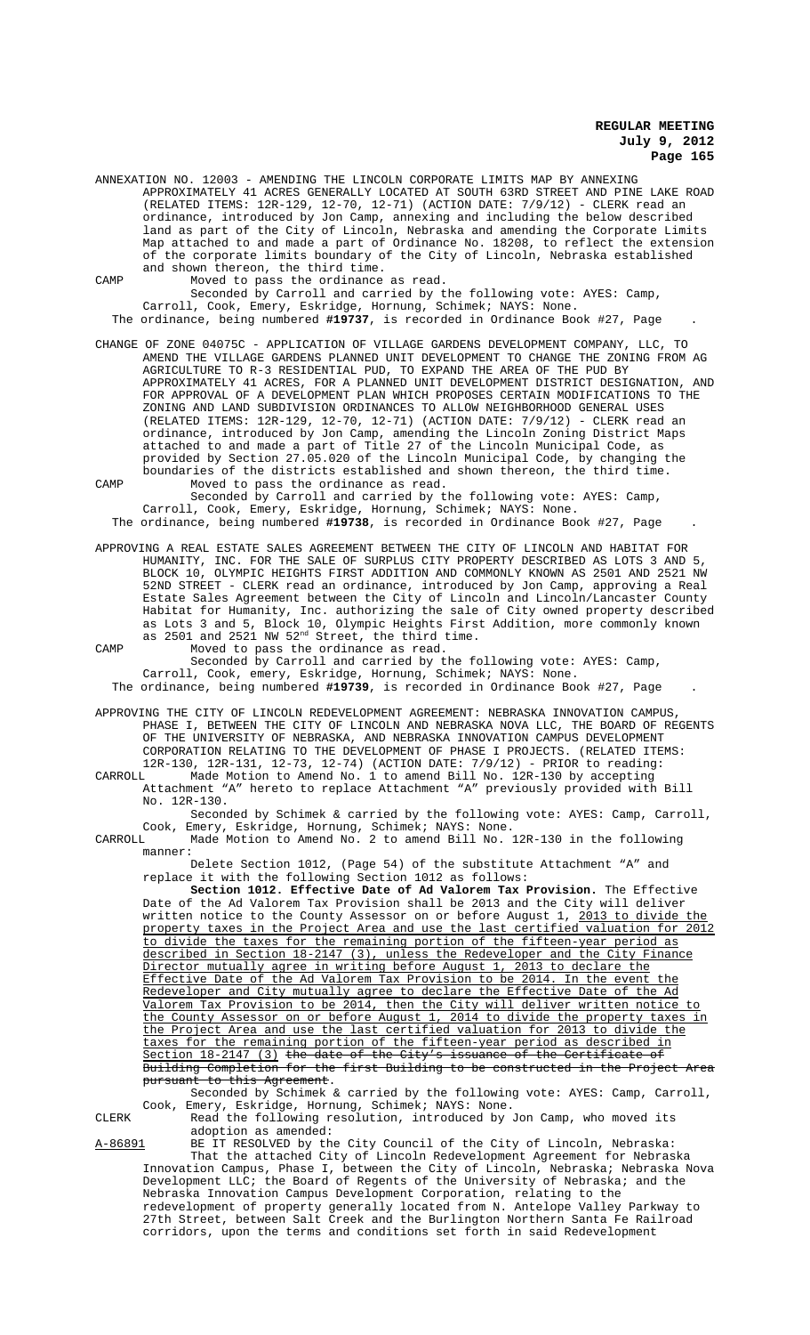ANNEXATION NO. 12003 - AMENDING THE LINCOLN CORPORATE LIMITS MAP BY ANNEXING APPROXIMATELY 41 ACRES GENERALLY LOCATED AT SOUTH 63RD STREET AND PINE LAKE ROAD (RELATED ITEMS: 12R-129, 12-70, 12-71) (ACTION DATE: 7/9/12) - CLERK read an ordinance, introduced by Jon Camp, annexing and including the below described land as part of the City of Lincoln, Nebraska and amending the Corporate Limits Map attached to and made a part of Ordinance No. 18208, to reflect the extension of the corporate limits boundary of the City of Lincoln, Nebraska established and shown thereon, the third time.

CAMP Moved to pass the ordinance as read.

Seconded by Carroll and carried by the following vote: AYES: Camp, Carroll, Cook, Emery, Eskridge, Hornung, Schimek; NAYS: None.

The ordinance, being numbered **#19737**, is recorded in Ordinance Book #27, Page .

CHANGE OF ZONE 04075C - APPLICATION OF VILLAGE GARDENS DEVELOPMENT COMPANY, LLC, TO AMEND THE VILLAGE GARDENS PLANNED UNIT DEVELOPMENT TO CHANGE THE ZONING FROM AG AGRICULTURE TO R-3 RESIDENTIAL PUD, TO EXPAND THE AREA OF THE PUD BY APPROXIMATELY 41 ACRES, FOR A PLANNED UNIT DEVELOPMENT DISTRICT DESIGNATION, AND FOR APPROVAL OF A DEVELOPMENT PLAN WHICH PROPOSES CERTAIN MODIFICATIONS TO THE ZONING AND LAND SUBDIVISION ORDINANCES TO ALLOW NEIGHBORHOOD GENERAL USES (RELATED ITEMS: 12R-129, 12-70, 12-71) (ACTION DATE: 7/9/12) - CLERK read an ordinance, introduced by Jon Camp, amending the Lincoln Zoning District Maps attached to and made a part of Title 27 of the Lincoln Municipal Code, as provided by Section 27.05.020 of the Lincoln Municipal Code, by changing the boundaries of the districts established and shown thereon, the third time.

CAMP Moved to pass the ordinance as read.

Seconded by Carroll and carried by the following vote: AYES: Camp, Carroll, Cook, Emery, Eskridge, Hornung, Schimek; NAYS: None.

The ordinance, being numbered **#19738**, is recorded in Ordinance Book #27, Page .

APPROVING A REAL ESTATE SALES AGREEMENT BETWEEN THE CITY OF LINCOLN AND HABITAT FOR HUMANITY, INC. FOR THE SALE OF SURPLUS CITY PROPERTY DESCRIBED AS LOTS 3 AND 5, BLOCK 10, OLYMPIC HEIGHTS FIRST ADDITION AND COMMONLY KNOWN AS 2501 AND 2521 NW 52ND STREET - CLERK read an ordinance, introduced by Jon Camp, approving a Real Estate Sales Agreement between the City of Lincoln and Lincoln/Lancaster County Habitat for Humanity, Inc. authorizing the sale of City owned property described as Lots 3 and 5, Block 10, Olympic Heights First Addition, more commonly known as 2501 and 2521 NW 52nd Street, the third time.

CAMP Moved to pass the ordinance as read.

Seconded by Carroll and carried by the following vote: AYES: Camp, Carroll, Cook, emery, Eskridge, Hornung, Schimek; NAYS: None.

The ordinance, being numbered **#19739**, is recorded in Ordinance Book #27, Page .

APPROVING THE CITY OF LINCOLN REDEVELOPMENT AGREEMENT: NEBRASKA INNOVATION CAMPUS, PHASE I, BETWEEN THE CITY OF LINCOLN AND NEBRASKA NOVA LLC, THE BOARD OF REGENTS OF THE UNIVERSITY OF NEBRASKA, AND NEBRASKA INNOVATION CAMPUS DEVELOPMENT CORPORATION RELATING TO THE DEVELOPMENT OF PHASE I PROJECTS. (RELATED ITEMS: 12R-130, 12R-131, 12-73, 12-74) (ACTION DATE: 7/9/12) - PRIOR to reading:

CARROLL Made Motion to Amend No. 1 to amend Bill No. 12R-130 by accepting Attachment "A" hereto to replace Attachment "A" previously provided with Bill No. 12R-130.

Seconded by Schimek & carried by the following vote: AYES: Camp, Carroll, Cook, Emery, Eskridge, Hornung, Schimek; NAYS: None.

CARROLL Made Motion to Amend No. 2 to amend Bill No. 12R-130 in the following manner:

Delete Section 1012, (Page 54) of the substitute Attachment "A" and replace it with the following Section 1012 as follows:

**Section 1012. Effective Date of Ad Valorem Tax Provision.** The Effective Date of the Ad Valorem Tax Provision shall be 2013 and the City will deliver written notice to the County Assessor on or before August 1, 2013 to divide the property taxes in the Project Area and use the last certified valuation for 2012 to divide the taxes for the remaining portion of the fifteen-year period as described in Section 18-2147 (3), unless the Redeveloper and the City Finance Director mutually agree in writing before August 1, 2013 to declare the Effective Date of the Ad Valorem Tax Provision to be 2014. In the event the Redeveloper and City mutually agree to declare the Effective Date of the Ad Valorem Tax Provision to be 2014, then the City will deliver written notice to the County Assessor on or before August 1, 2014 to divide the property taxes in the Project Area and use the last certified valuation for 2013 to divide the taxes for the remaining portion of the fifteen-year period as described in Section 18-2147 (3) ~~the date of the City's issuance of the Certificate of Building Completion for the first Building to be constructed in the Project Area pursuant to this Agreement~~.

Seconded by Schimek & carried by the following vote: AYES: Camp, Carroll, Cook, Emery, Eskridge, Hornung, Schimek; NAYS: None.

CLERK Read the following resolution, introduced by Jon Camp, who moved its adoption as amended:

A-86891 BE IT RESOLVED by the City Council of the City of Lincoln, Nebraska:

That the attached City of Lincoln Redevelopment Agreement for Nebraska Innovation Campus, Phase I, between the City of Lincoln, Nebraska; Nebraska Nova Development LLC; the Board of Regents of the University of Nebraska; and the Nebraska Innovation Campus Development Corporation, relating to the redevelopment of property generally located from N. Antelope Valley Parkway to 27th Street, between Salt Creek and the Burlington Northern Santa Fe Railroad corridors, upon the terms and conditions set forth in said Redevelopment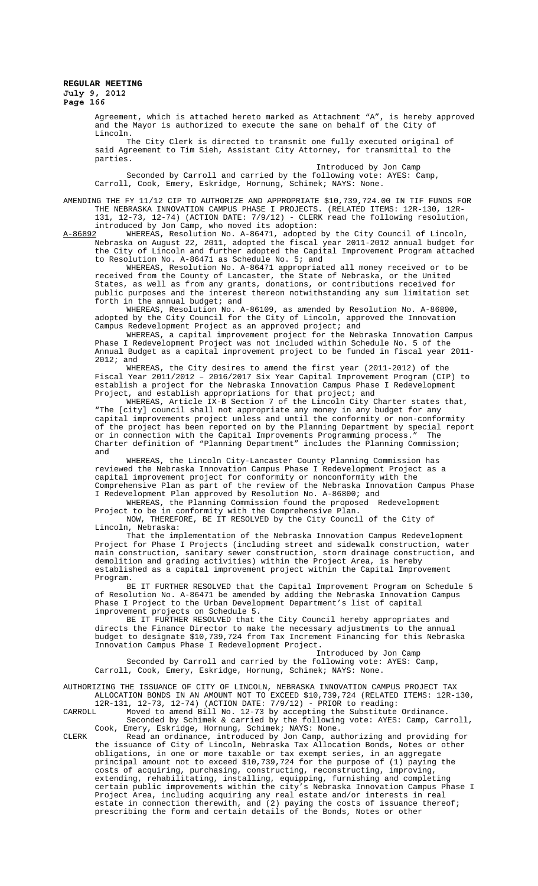Agreement, which is attached hereto marked as Attachment "A", is hereby approved and the Mayor is authorized to execute the same on behalf of the City of Lincoln.

The City Clerk is directed to transmit one fully executed original of said Agreement to Tim Sieh, Assistant City Attorney, for transmittal to the parties.

Introduced by Jon Camp

Seconded by Carroll and carried by the following vote: AYES: Camp, Carroll, Cook, Emery, Eskridge, Hornung, Schimek; NAYS: None.

AMENDING THE FY 11/12 CIP TO AUTHORIZE AND APPROPRIATE $10,739,724.00 IN TIF FUNDS FOR THE NEBRASKA INNOVATION CAMPUS PHASE I PROJECTS. (RELATED ITEMS: 12R-130, 12R-131, 12-73, 12-74) (ACTION DATE: 7/9/12) - CLERK read the following resolution, introduced by Jon Camp, who moved its adoption:

A-86892 WHEREAS, Resolution No. A-86471, adopted by the City Council of Lincoln, Nebraska on August 22, 2011, adopted the fiscal year 2011-2012 annual budget for the City of Lincoln and further adopted the Capital Improvement Program attached to Resolution No. A-86471 as Schedule No. 5; and

WHEREAS, Resolution No. A-86471 appropriated all money received or to be received from the County of Lancaster, the State of Nebraska, or the United States, as well as from any grants, donations, or contributions received for public purposes and the interest thereon notwithstanding any sum limitation set forth in the annual budget; and

WHEREAS, Resolution No. A-86109, as amended by Resolution No. A-86800, adopted by the City Council for the City of Lincoln, approved the Innovation Campus Redevelopment Project as an approved project; and

WHEREAS, a capital improvement project for the Nebraska Innovation Campus Phase I Redevelopment Project was not included within Schedule No. 5 of the Annual Budget as a capital improvement project to be funded in fiscal year 2011-2012; and

WHEREAS, the City desires to amend the first year (2011-2012) of the Fiscal Year 2011/2012 – 2016/2017 Six Year Capital Improvement Program (CIP) to establish a project for the Nebraska Innovation Campus Phase I Redevelopment Project, and establish appropriations for that project; and

WHEREAS, Article IX-B Section 7 of the Lincoln City Charter states that, "The [city] council shall not appropriate any money in any budget for any capital improvements project unless and until the conformity or non-conformity of the project has been reported on by the Planning Department by special report or in connection with the Capital Improvements Programming process." The Charter definition of "Planning Department" includes the Planning Commission; and

WHEREAS, the Lincoln City-Lancaster County Planning Commission has reviewed the Nebraska Innovation Campus Phase I Redevelopment Project as a capital improvement project for conformity or nonconformity with the Comprehensive Plan as part of the review of the Nebraska Innovation Campus Phase I Redevelopment Plan approved by Resolution No. A-86800; and

WHEREAS, the Planning Commission found the proposed Redevelopment Project to be in conformity with the Comprehensive Plan.

NOW, THEREFORE, BE IT RESOLVED by the City Council of the City of Lincoln, Nebraska:

That the implementation of the Nebraska Innovation Campus Redevelopment Project for Phase I Projects (including street and sidewalk construction, water main construction, sanitary sewer construction, storm drainage construction, and demolition and grading activities) within the Project Area, is hereby established as a capital improvement project within the Capital Improvement Program.

BE IT FURTHER RESOLVED that the Capital Improvement Program on Schedule 5 of Resolution No. A-86471 be amended by adding the Nebraska Innovation Campus Phase I Project to the Urban Development Department's list of capital improvement projects on Schedule 5.

BE IT FURTHER RESOLVED that the City Council hereby appropriates and directs the Finance Director to make the necessary adjustments to the annual budget to designate $10,739,724 from Tax Increment Financing for this Nebraska Innovation Campus Phase I Redevelopment Project.

Introduced by Jon Camp

Seconded by Carroll and carried by the following vote: AYES: Camp, Carroll, Cook, Emery, Eskridge, Hornung, Schimek; NAYS: None.

AUTHORIZING THE ISSUANCE OF CITY OF LINCOLN, NEBRASKA INNOVATION CAMPUS PROJECT TAX ALLOCATION BONDS IN AN AMOUNT NOT TO EXCEED $10,739,724 (RELATED ITEMS: 12R-130, 12R-131, 12-73, 12-74) (ACTION DATE: 7/9/12) - PRIOR to reading:

CARROLL Moved to amend Bill No. 12-73 by accepting the Substitute Ordinance.
Seconded by Schimek & carried by the following vote: AYES: Camp, Carroll, Cook, Emery, Eskridge, Hornung, Schimek; NAYS: None.

CLERK Read an ordinance, introduced by Jon Camp, authorizing and providing for the issuance of City of Lincoln, Nebraska Tax Allocation Bonds, Notes or other obligations, in one or more taxable or tax exempt series, in an aggregate principal amount not to exceed $10,739,724 for the purpose of (1) paying the costs of acquiring, purchasing, constructing, reconstructing, improving, extending, rehabilitating, installing, equipping, furnishing and completing certain public improvements within the city's Nebraska Innovation Campus Phase I Project Area, including acquiring any real estate and/or interests in real estate in connection therewith, and (2) paying the costs of issuance thereof; prescribing the form and certain details of the Bonds, Notes or other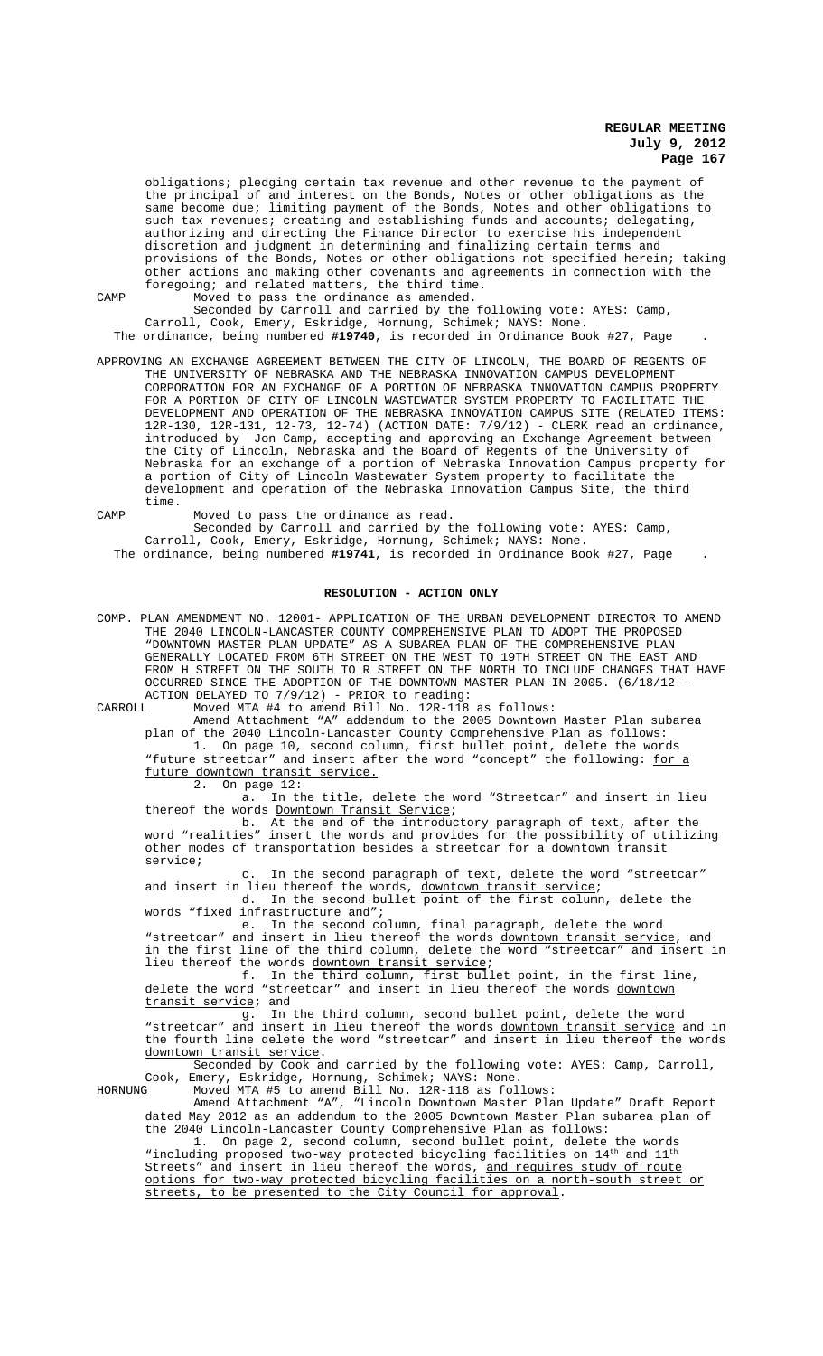obligations; pledging certain tax revenue and other revenue to the payment of the principal of and interest on the Bonds, Notes or other obligations as the same become due; limiting payment of the Bonds, Notes and other obligations to such tax revenues; creating and establishing funds and accounts; delegating, authorizing and directing the Finance Director to exercise his independent discretion and judgment in determining and finalizing certain terms and provisions of the Bonds, Notes or other obligations not specified herein; taking other actions and making other covenants and agreements in connection with the foregoing; and related matters, the third time.

CAMP Moved to pass the ordinance as amended.

Seconded by Carroll and carried by the following vote: AYES: Camp, Carroll, Cook, Emery, Eskridge, Hornung, Schimek; NAYS: None.

The ordinance, being numbered **#19740**, is recorded in Ordinance Book #27, Page .

APPROVING AN EXCHANGE AGREEMENT BETWEEN THE CITY OF LINCOLN, THE BOARD OF REGENTS OF THE UNIVERSITY OF NEBRASKA AND THE NEBRASKA INNOVATION CAMPUS DEVELOPMENT CORPORATION FOR AN EXCHANGE OF A PORTION OF NEBRASKA INNOVATION CAMPUS PROPERTY FOR A PORTION OF CITY OF LINCOLN WASTEWATER SYSTEM PROPERTY TO FACILITATE THE DEVELOPMENT AND OPERATION OF THE NEBRASKA INNOVATION CAMPUS SITE (RELATED ITEMS: 12R-130, 12R-131, 12-73, 12-74) (ACTION DATE: 7/9/12) - CLERK read an ordinance, introduced by Jon Camp, accepting and approving an Exchange Agreement between the City of Lincoln, Nebraska and the Board of Regents of the University of Nebraska for an exchange of a portion of Nebraska Innovation Campus property for a portion of City of Lincoln Wastewater System property to facilitate the development and operation of the Nebraska Innovation Campus Site, the third time.

CAMP Moved to pass the ordinance as read.

Seconded by Carroll and carried by the following vote: AYES: Camp, Carroll, Cook, Emery, Eskridge, Hornung, Schimek; NAYS: None.

The ordinance, being numbered **#19741**, is recorded in Ordinance Book #27, Page .

## RESOLUTION - ACTION ONLY

COMP. PLAN AMENDMENT NO. 12001- APPLICATION OF THE URBAN DEVELOPMENT DIRECTOR TO AMEND THE 2040 LINCOLN-LANCASTER COUNTY COMPREHENSIVE PLAN TO ADOPT THE PROPOSED "DOWNTOWN MASTER PLAN UPDATE" AS A SUBAREA PLAN OF THE COMPREHENSIVE PLAN GENERALLY LOCATED FROM 6TH STREET ON THE WEST TO 19TH STREET ON THE EAST AND FROM H STREET ON THE SOUTH TO R STREET ON THE NORTH TO INCLUDE CHANGES THAT HAVE OCCURRED SINCE THE ADOPTION OF THE DOWNTOWN MASTER PLAN IN 2005. (6/18/12 - ACTION DELAYED TO 7/9/12) - PRIOR to reading:

CARROLL Moved MTA #4 to amend Bill No. 12R-118 as follows:

Amend Attachment "A" addendum to the 2005 Downtown Master Plan subarea plan of the 2040 Lincoln-Lancaster County Comprehensive Plan as follows:

1. On page 10, second column, first bullet point, delete the words "future streetcar" and insert after the word "concept" the following: for a future downtown transit service.
2. On page 12:
   a. In the title, delete the word "Streetcar" and insert in lieu thereof the words Downtown Transit Service;
   b. At the end of the introductory paragraph of text, after the word "realities" insert the words and provides for the possibility of utilizing other modes of transportation besides a streetcar for a downtown transit service;
   c. In the second paragraph of text, delete the word "streetcar" and insert in lieu thereof the words, downtown transit service;
   d. In the second bullet point of the first column, delete the words "fixed infrastructure and";
   e. In the second column, final paragraph, delete the word "streetcar" and insert in lieu thereof the words downtown transit service, and in the first line of the third column, delete the word "streetcar" and insert in lieu thereof the words downtown transit service;
   f. In the third column, first bullet point, in the first line, delete the word "streetcar" and insert in lieu thereof the words downtown transit service; and
   g. In the third column, second bullet point, delete the word "streetcar" and insert in lieu thereof the words downtown transit service and in the fourth line delete the word "streetcar" and insert in lieu thereof the words downtown transit service.

Seconded by Cook and carried by the following vote: AYES: Camp, Carroll, Cook, Emery, Eskridge, Hornung, Schimek; NAYS: None.

HORNUNG Moved MTA #5 to amend Bill No. 12R-118 as follows:

Amend Attachment "A", "Lincoln Downtown Master Plan Update" Draft Report dated May 2012 as an addendum to the 2005 Downtown Master Plan subarea plan of the 2040 Lincoln-Lancaster County Comprehensive Plan as follows:

1. On page 2, second column, second bullet point, delete the words "including proposed two-way protected bicycling facilities on 14th and 11th Streets" and insert in lieu thereof the words, and requires study of route options for two-way protected bicycling facilities on a north-south street or streets, to be presented to the City Council for approval.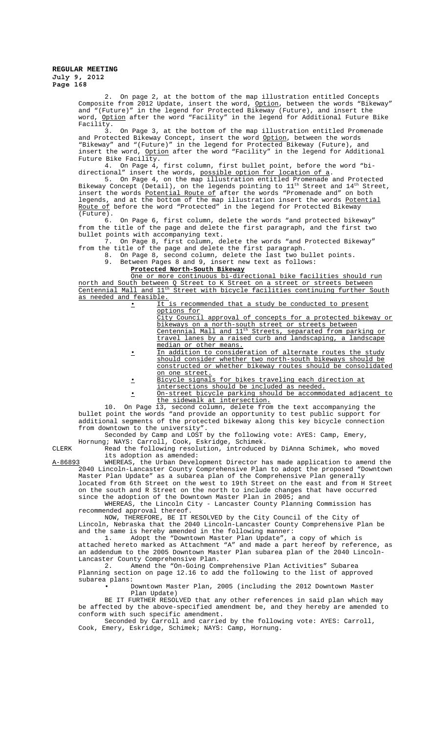2. On page 2, at the bottom of the map illustration entitled Concepts Composite from 2012 Update, insert the word, Option, between the words "Bikeway" and "(Future)" in the legend for Protected Bikeway (Future), and insert the word, Option after the word "Facility" in the legend for Additional Future Bike Facility.

3. On Page 3, at the bottom of the map illustration entitled Promenade and Protected Bikeway Concept, insert the word Option, between the words "Bikeway" and "(Future)" in the legend for Protected Bikeway (Future), and insert the word, Option after the word "Facility" in the legend for Additional Future Bike Facility.

4. On Page 4, first column, first bullet point, before the word "bi-directional" insert the words, possible option for location of a.

5. On Page 4, on the map illustration entitled Promenade and Protected Bikeway Concept (Detail), on the legends pointing to 11th Street and 14th Street, insert the words Potential Route of after the words "Promenade and" on both legends, and at the bottom of the map illustration insert the words Potential Route of before the word "Protected" in the legend for Protected Bikeway (Future).

6. On Page 6, first column, delete the words "and protected bikeway" from the title of the page and delete the first paragraph, and the first two bullet points with accompanying text.

7. On Page 8, first column, delete the words "and Protected Bikeway" from the title of the page and delete the first paragraph.

8. On Page 8, second column, delete the last two bullet points.

9. Between Pages 8 and 9, insert new text as follows:

**Protected North-South Bikeway**

One or more continuous bi-directional bike facilities should run north and South between Q Street to K Street on a street or streets between Centennial Mall and 11th Street with bicycle facilities continuing further South as needed and feasible.

- It is recommended that a study be conducted to present options for City Council approval of concepts for a protected bikeway or bikeways on a north-south street or streets between Centennial Mall and 11th Streets, separated from parking or travel lanes by a raised curb and landscaping, a landscape median or other means.
- In addition to consideration of alternate routes the study should consider whether two north-south bikeways should be constructed or whether bikeway routes should be consolidated on one street.
- Bicycle signals for bikes traveling each direction at intersections should be included as needed.
- On-street bicycle parking should be accommodated adjacent to the sidewalk at intersection.

10. On Page 13, second column, delete from the text accompanying the bullet point the words "and provide an opportunity to test public support for additional segments of the protected bikeway along this key bicycle connection from downtown to the university".

Seconded by Camp and LOST by the following vote: AYES: Camp, Emery, Hornung; NAYS: Carroll, Cook, Eskridge, Schimek.

CLERK Read the following resolution, introduced by DiAnna Schimek, who moved its adoption as amended:

A-86893 WHEREAS, the Urban Development Director has made application to amend the 2040 Lincoln-Lancaster County Comprehensive Plan to adopt the proposed "Downtown Master Plan Update" as a subarea plan of the Comprehensive Plan generally located from 6th Street on the west to 19th Street on the east and from H Street on the south and R Street on the north to include changes that have occurred since the adoption of the Downtown Master Plan in 2005; and

WHEREAS, the Lincoln City - Lancaster County Planning Commission has recommended approval thereof.

NOW, THEREFORE, BE IT RESOLVED by the City Council of the City of Lincoln, Nebraska that the 2040 Lincoln-Lancaster County Comprehensive Plan be and the same is hereby amended in the following manner:

1. Adopt the "Downtown Master Plan Update", a copy of which is attached hereto marked as Attachment "A" and made a part hereof by reference, as an addendum to the 2005 Downtown Master Plan subarea plan of the 2040 Lincoln-Lancaster County Comprehensive Plan.

2. Amend the "On-Going Comprehensive Plan Activities" Subarea Planning section on page 12.16 to add the following to the list of approved subarea plans:

- Downtown Master Plan, 2005 (including the 2012 Downtown Master Plan Update)

BE IT FURTHER RESOLVED that any other references in said plan which may be affected by the above-specified amendment be, and they hereby are amended to conform with such specific amendment.

Seconded by Carroll and carried by the following vote: AYES: Carroll, Cook, Emery, Eskridge, Schimek; NAYS: Camp, Hornung.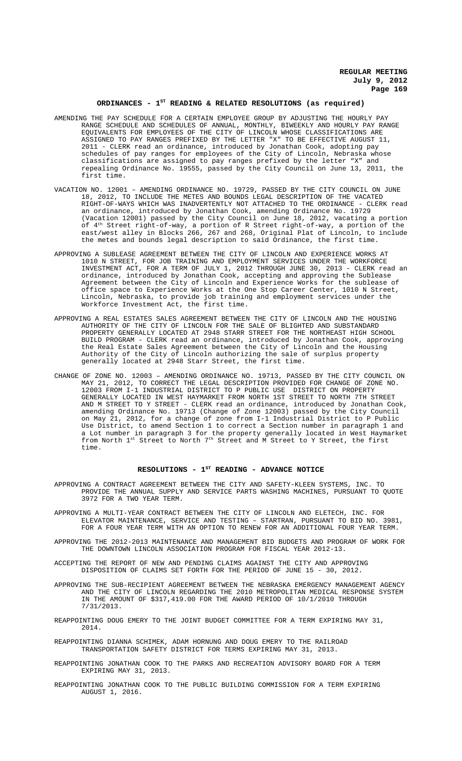## ORDINANCES - 1ST READING & RELATED RESOLUTIONS (as required)

AMENDING THE PAY SCHEDULE FOR A CERTAIN EMPLOYEE GROUP BY ADJUSTING THE HOURLY PAY RANGE SCHEDULE AND SCHEDULES OF ANNUAL, MONTHLY, BIWEEKLY AND HOURLY PAY RANGE EQUIVALENTS FOR EMPLOYEES OF THE CITY OF LINCOLN WHOSE CLASSIFICATIONS ARE ASSIGNED TO PAY RANGES PREFIXED BY THE LETTER "X" TO BE EFFECTIVE AUGUST 11, 2011 - CLERK read an ordinance, introduced by Jonathan Cook, adopting pay schedules of pay ranges for employees of the City of Lincoln, Nebraska whose classifications are assigned to pay ranges prefixed by the letter "X" and repealing Ordinance No. 19555, passed by the City Council on June 13, 2011, the first time.

VACATION NO. 12001 – AMENDING ORDINANCE NO. 19729, PASSED BY THE CITY COUNCIL ON JUNE 18, 2012, TO INCLUDE THE METES AND BOUNDS LEGAL DESCRIPTION OF THE VACATED RIGHT-OF-WAYS WHICH WAS INADVERTENTLY NOT ATTACHED TO THE ORDINANCE - CLERK read an ordinance, introduced by Jonathan Cook, amending Ordinance No. 19729 (Vacation 12001) passed by the City Council on June 18, 2012, vacating a portion of 4th Street right-of-way, a portion of R Street right-of-way, a portion of the east/west alley in Blocks 266, 267 and 268, Original Plat of Lincoln, to include the metes and bounds legal description to said Ordinance, the first time.

APPROVING A SUBLEASE AGREEMENT BETWEEN THE CITY OF LINCOLN AND EXPERIENCE WORKS AT 1010 N STREET, FOR JOB TRAINING AND EMPLOYMENT SERVICES UNDER THE WORKFORCE INVESTMENT ACT, FOR A TERM OF JULY 1, 2012 THROUGH JUNE 30, 2013 - CLERK read an ordinance, introduced by Jonathan Cook, accepting and approving the Sublease Agreement between the City of Lincoln and Experience Works for the sublease of office space to Experience Works at the One Stop Career Center, 1010 N Street, Lincoln, Nebraska, to provide job training and employment services under the Workforce Investment Act, the first time.

APPROVING A REAL ESTATES SALES AGREEMENT BETWEEN THE CITY OF LINCOLN AND THE HOUSING AUTHORITY OF THE CITY OF LINCOLN FOR THE SALE OF BLIGHTED AND SUBSTANDARD PROPERTY GENERALLY LOCATED AT 2948 STARR STREET FOR THE NORTHEAST HIGH SCHOOL BUILD PROGRAM - CLERK read an ordinance, introduced by Jonathan Cook, approving the Real Estate Sales Agreement between the City of Lincoln and the Housing Authority of the City of Lincoln authorizing the sale of surplus property generally located at 2948 Starr Street, the first time.

CHANGE OF ZONE NO. 12003 – AMENDING ORDINANCE NO. 19713, PASSED BY THE CITY COUNCIL ON MAY 21, 2012, TO CORRECT THE LEGAL DESCRIPTION PROVIDED FOR CHANGE OF ZONE NO. 12003 FROM I-1 INDUSTRIAL DISTRICT TO P PUBLIC USE DISTRICT ON PROPERTY GENERALLY LOCATED IN WEST HAYMARKET FROM NORTH 1ST STREET TO NORTH 7TH STREET AND M STREET TO Y STREET - CLERK read an ordinance, introduced by Jonathan Cook, amending Ordinance No. 19713 (Change of Zone 12003) passed by the City Council on May 21, 2012, for a change of zone from I-1 Industrial District to P Public Use District, to amend Section 1 to correct a Section number in paragraph 1 and a Lot number in paragraph 3 for the property generally located in West Haymarket from North 1st Street to North 7th Street and M Street to Y Street, the first time.

## RESOLUTIONS - 1ST READING - ADVANCE NOTICE

APPROVING A CONTRACT AGREEMENT BETWEEN THE CITY AND SAFETY-KLEEN SYSTEMS, INC. TO PROVIDE THE ANNUAL SUPPLY AND SERVICE PARTS WASHING MACHINES, PURSUANT TO QUOTE 3972 FOR A TWO YEAR TERM.

APPROVING A MULTI-YEAR CONTRACT BETWEEN THE CITY OF LINCOLN AND ELETECH, INC. FOR ELEVATOR MAINTENANCE, SERVICE AND TESTING – STARTRAN, PURSUANT TO BID NO. 3981, FOR A FOUR YEAR TERM WITH AN OPTION TO RENEW FOR AN ADDITIONAL FOUR YEAR TERM.

APPROVING THE 2012-2013 MAINTENANCE AND MANAGEMENT BID BUDGETS AND PROGRAM OF WORK FOR THE DOWNTOWN LINCOLN ASSOCIATION PROGRAM FOR FISCAL YEAR 2012-13.

ACCEPTING THE REPORT OF NEW AND PENDING CLAIMS AGAINST THE CITY AND APPROVING DISPOSITION OF CLAIMS SET FORTH FOR THE PERIOD OF JUNE 15 - 30, 2012.

APPROVING THE SUB-RECIPIENT AGREEMENT BETWEEN THE NEBRASKA EMERGENCY MANAGEMENT AGENCY AND THE CITY OF LINCOLN REGARDING THE 2010 METROPOLITAN MEDICAL RESPONSE SYSTEM IN THE AMOUNT OF $317,419.00 FOR THE AWARD PERIOD OF 10/1/2010 THROUGH 7/31/2013.

REAPPOINTING DOUG EMERY TO THE JOINT BUDGET COMMITTEE FOR A TERM EXPIRING MAY 31, 2014.

REAPPOINTING DIANNA SCHIMEK, ADAM HORNUNG AND DOUG EMERY TO THE RAILROAD TRANSPORTATION SAFETY DISTRICT FOR TERMS EXPIRING MAY 31, 2013.

REAPPOINTING JONATHAN COOK TO THE PARKS AND RECREATION ADVISORY BOARD FOR A TERM EXPIRING MAY 31, 2013.

REAPPOINTING JONATHAN COOK TO THE PUBLIC BUILDING COMMISSION FOR A TERM EXPIRING AUGUST 1, 2016.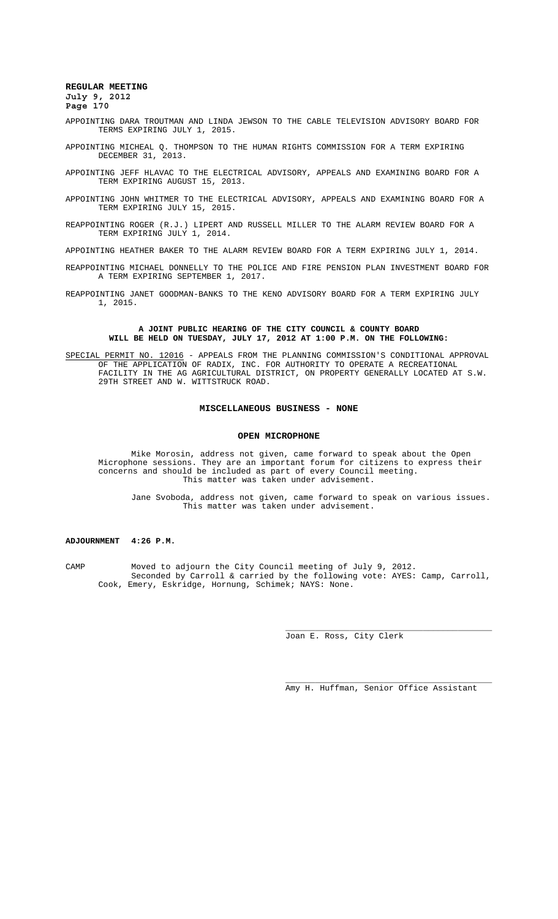APPOINTING DARA TROUTMAN AND LINDA JEWSON TO THE CABLE TELEVISION ADVISORY BOARD FOR TERMS EXPIRING JULY 1, 2015.

APPOINTING MICHEAL Q. THOMPSON TO THE HUMAN RIGHTS COMMISSION FOR A TERM EXPIRING DECEMBER 31, 2013.

APPOINTING JEFF HLAVAC TO THE ELECTRICAL ADVISORY, APPEALS AND EXAMINING BOARD FOR A TERM EXPIRING AUGUST 15, 2013.

APPOINTING JOHN WHITMER TO THE ELECTRICAL ADVISORY, APPEALS AND EXAMINING BOARD FOR A TERM EXPIRING JULY 15, 2015.

REAPPOINTING ROGER (R.J.) LIPERT AND RUSSELL MILLER TO THE ALARM REVIEW BOARD FOR A TERM EXPIRING JULY 1, 2014.

APPOINTING HEATHER BAKER TO THE ALARM REVIEW BOARD FOR A TERM EXPIRING JULY 1, 2014.

REAPPOINTING MICHAEL DONNELLY TO THE POLICE AND FIRE PENSION PLAN INVESTMENT BOARD FOR A TERM EXPIRING SEPTEMBER 1, 2017.

REAPPOINTING JANET GOODMAN-BANKS TO THE KENO ADVISORY BOARD FOR A TERM EXPIRING JULY 1, 2015.

**A JOINT PUBLIC HEARING OF THE CITY COUNCIL & COUNTY BOARD WILL BE HELD ON TUESDAY, JULY 17, 2012 AT 1:00 P.M. ON THE FOLLOWING:**

SPECIAL PERMIT NO. 12016 - APPEALS FROM THE PLANNING COMMISSION'S CONDITIONAL APPROVAL OF THE APPLICATION OF RADIX, INC. FOR AUTHORITY TO OPERATE A RECREATIONAL FACILITY IN THE AG AGRICULTURAL DISTRICT, ON PROPERTY GENERALLY LOCATED AT S.W. 29TH STREET AND W. WITTSTRUCK ROAD.

**MISCELLANEOUS BUSINESS - NONE**

**OPEN MICROPHONE**

Mike Morosin, address not given, came forward to speak about the Open Microphone sessions. They are an important forum for citizens to express their concerns and should be included as part of every Council meeting.
This matter was taken under advisement.

Jane Svoboda, address not given, came forward to speak on various issues.
This matter was taken under advisement.

**ADJOURNMENT 4:26 P.M.**

CAMP Moved to adjourn the City Council meeting of July 9, 2012.
Seconded by Carroll & carried by the following vote: AYES: Camp, Carroll, Cook, Emery, Eskridge, Hornung, Schimek; NAYS: None.

Joan E. Ross, City Clerk

Amy H. Huffman, Senior Office Assistant